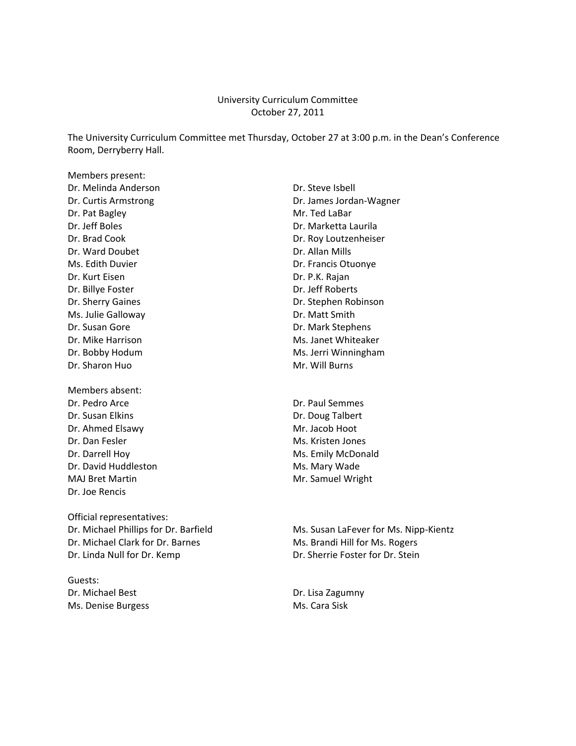University Curriculum Committee
October 27, 2011

The University Curriculum Committee met Thursday, October 27 at 3:00 p.m. in the Dean's Conference Room, Derryberry Hall.

Members present:
Dr. Melinda Anderson
Dr. Curtis Armstrong
Dr. Pat Bagley
Dr. Jeff Boles
Dr. Brad Cook
Dr. Ward Doubet
Ms. Edith Duvier
Dr. Kurt Eisen
Dr. Billye Foster
Dr. Sherry Gaines
Ms. Julie Galloway
Dr. Susan Gore
Dr. Mike Harrison
Dr. Bobby Hodum
Dr. Sharon Huo
Dr. Steve Isbell
Dr. James Jordan-Wagner
Mr. Ted LaBar
Dr. Marketta Laurila
Dr. Roy Loutzenheiser
Dr. Allan Mills
Dr. Francis Otuonye
Dr. P.K. Rajan
Dr. Jeff Roberts
Dr. Stephen Robinson
Dr. Matt Smith
Dr. Mark Stephens
Ms. Janet Whiteaker
Ms. Jerri Winningham
Mr. Will Burns

Members absent:
Dr. Pedro Arce
Dr. Susan Elkins
Dr. Ahmed Elsawy
Dr. Dan Fesler
Dr. Darrell Hoy
Dr. David Huddleston
MAJ Bret Martin
Dr. Joe Rencis
Dr. Paul Semmes
Dr. Doug Talbert
Mr. Jacob Hoot
Ms. Kristen Jones
Ms. Emily McDonald
Ms. Mary Wade
Mr. Samuel Wright

Official representatives:
Dr. Michael Phillips for Dr. Barfield
Dr. Michael Clark for Dr. Barnes
Dr. Linda Null for Dr. Kemp
Ms. Susan LaFever for Ms. Nipp-Kientz
Ms. Brandi Hill for Ms. Rogers
Dr. Sherrie Foster for Dr. Stein

Guests:
Dr. Michael Best
Ms. Denise Burgess
Dr. Lisa Zagumny
Ms. Cara Sisk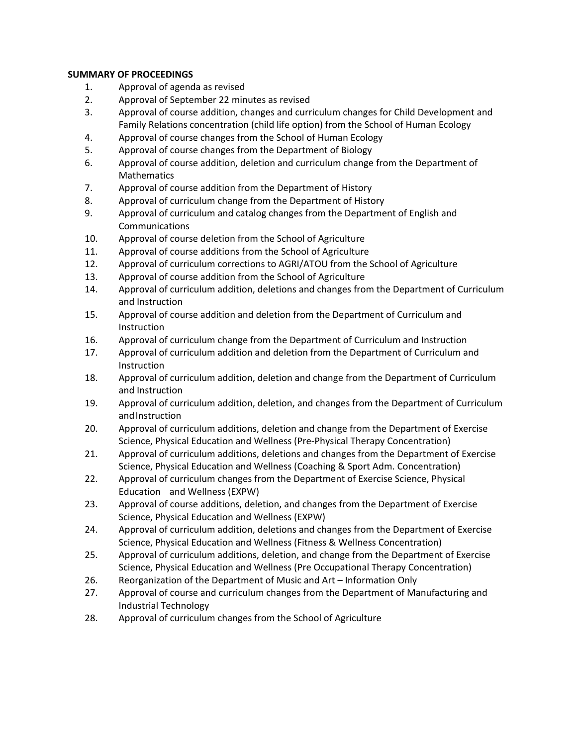**SUMMARY OF PROCEEDINGS**

1. Approval of agenda as revised
2. Approval of September 22 minutes as revised
3. Approval of course addition, changes and curriculum changes for Child Development and Family Relations concentration (child life option) from the School of Human Ecology
4. Approval of course changes from the School of Human Ecology
5. Approval of course changes from the Department of Biology
6. Approval of course addition, deletion and curriculum change from the Department of Mathematics
7. Approval of course addition from the Department of History
8. Approval of curriculum change from the Department of History
9. Approval of curriculum and catalog changes from the Department of English and Communications
10. Approval of course deletion from the School of Agriculture
11. Approval of course additions from the School of Agriculture
12. Approval of curriculum corrections to AGRI/ATOU from the School of Agriculture
13. Approval of course addition from the School of Agriculture
14. Approval of curriculum addition, deletions and changes from the Department of Curriculum and Instruction
15. Approval of course addition and deletion from the Department of Curriculum and Instruction
16. Approval of curriculum change from the Department of Curriculum and Instruction
17. Approval of curriculum addition and deletion from the Department of Curriculum and Instruction
18. Approval of curriculum addition, deletion and change from the Department of Curriculum and Instruction
19. Approval of curriculum addition, deletion, and changes from the Department of Curriculum and Instruction
20. Approval of curriculum additions, deletion and change from the Department of Exercise Science, Physical Education and Wellness (Pre-Physical Therapy Concentration)
21. Approval of curriculum additions, deletions and changes from the Department of Exercise Science, Physical Education and Wellness (Coaching & Sport Adm. Concentration)
22. Approval of curriculum changes from the Department of Exercise Science, Physical Education and Wellness (EXPW)
23. Approval of course additions, deletion, and changes from the Department of Exercise Science, Physical Education and Wellness (EXPW)
24. Approval of curriculum addition, deletions and changes from the Department of Exercise Science, Physical Education and Wellness (Fitness & Wellness Concentration)
25. Approval of curriculum additions, deletion, and change from the Department of Exercise Science, Physical Education and Wellness (Pre Occupational Therapy Concentration)
26. Reorganization of the Department of Music and Art – Information Only
27. Approval of course and curriculum changes from the Department of Manufacturing and Industrial Technology
28. Approval of curriculum changes from the School of Agriculture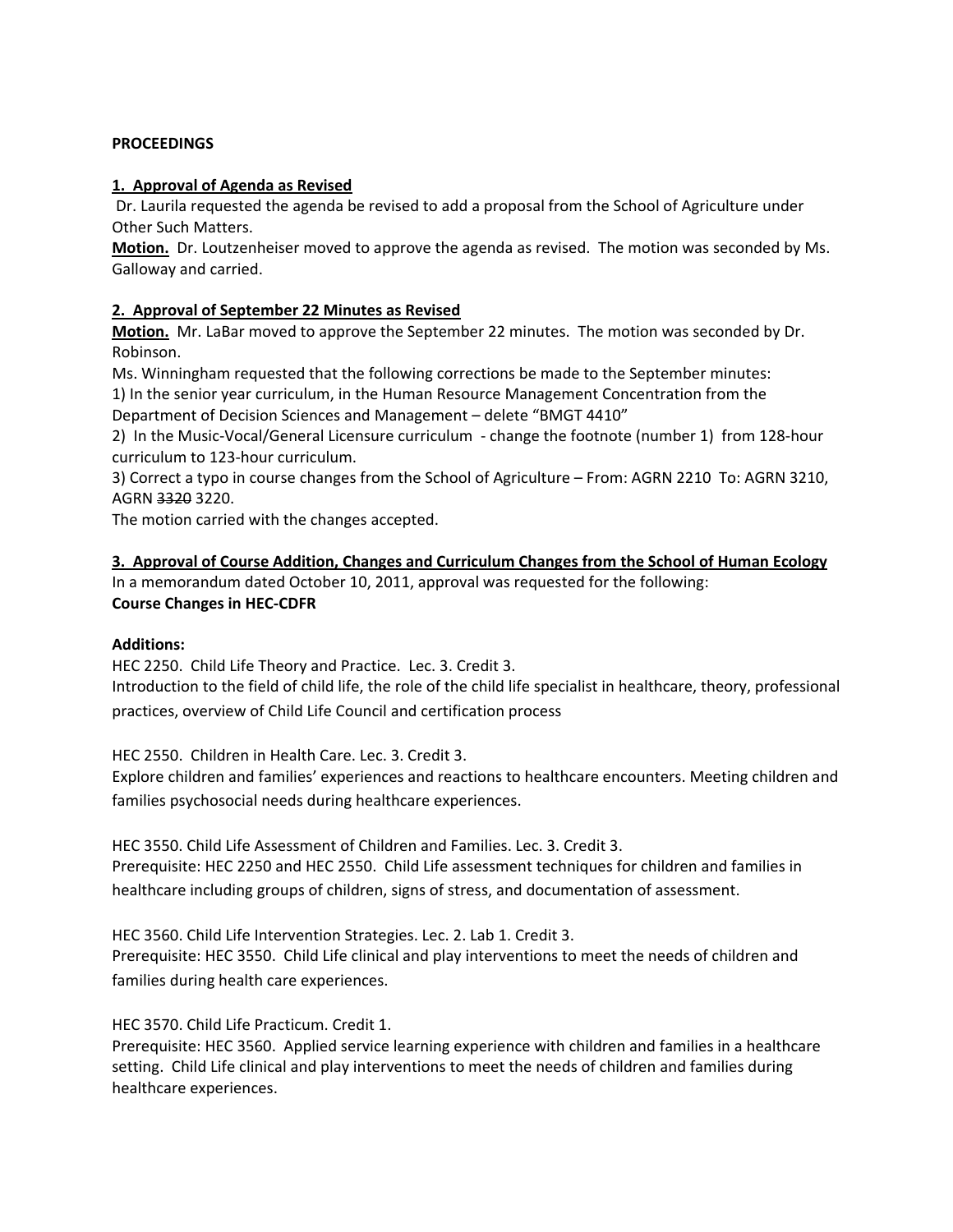**PROCEEDINGS**

**1. Approval of Agenda as Revised**

Dr. Laurila requested the agenda be revised to add a proposal from the School of Agriculture under Other Such Matters.

**Motion.** Dr. Loutzenheiser moved to approve the agenda as revised. The motion was seconded by Ms. Galloway and carried.

**2. Approval of September 22 Minutes as Revised**

**Motion.** Mr. LaBar moved to approve the September 22 minutes. The motion was seconded by Dr. Robinson.

Ms. Winningham requested that the following corrections be made to the September minutes:

1) In the senior year curriculum, in the Human Resource Management Concentration from the Department of Decision Sciences and Management – delete "BMGT 4410"

2) In the Music-Vocal/General Licensure curriculum - change the footnote (number 1) from 128-hour curriculum to 123-hour curriculum.

3) Correct a typo in course changes from the School of Agriculture – From: AGRN 2210 To: AGRN 3210, AGRN ~~3320~~ 3220.

The motion carried with the changes accepted.

**3. Approval of Course Addition, Changes and Curriculum Changes from the School of Human Ecology**

In a memorandum dated October 10, 2011, approval was requested for the following:

**Course Changes in HEC-CDFR**

**Additions:**

HEC 2250. Child Life Theory and Practice. Lec. 3. Credit 3.
Introduction to the field of child life, the role of the child life specialist in healthcare, theory, professional practices, overview of Child Life Council and certification process

HEC 2550. Children in Health Care. Lec. 3. Credit 3.
Explore children and families' experiences and reactions to healthcare encounters. Meeting children and families psychosocial needs during healthcare experiences.

HEC 3550. Child Life Assessment of Children and Families. Lec. 3. Credit 3.
Prerequisite: HEC 2250 and HEC 2550. Child Life assessment techniques for children and families in healthcare including groups of children, signs of stress, and documentation of assessment.

HEC 3560. Child Life Intervention Strategies. Lec. 2. Lab 1. Credit 3.
Prerequisite: HEC 3550. Child Life clinical and play interventions to meet the needs of children and families during health care experiences.

HEC 3570. Child Life Practicum. Credit 1.
Prerequisite: HEC 3560. Applied service learning experience with children and families in a healthcare setting. Child Life clinical and play interventions to meet the needs of children and families during healthcare experiences.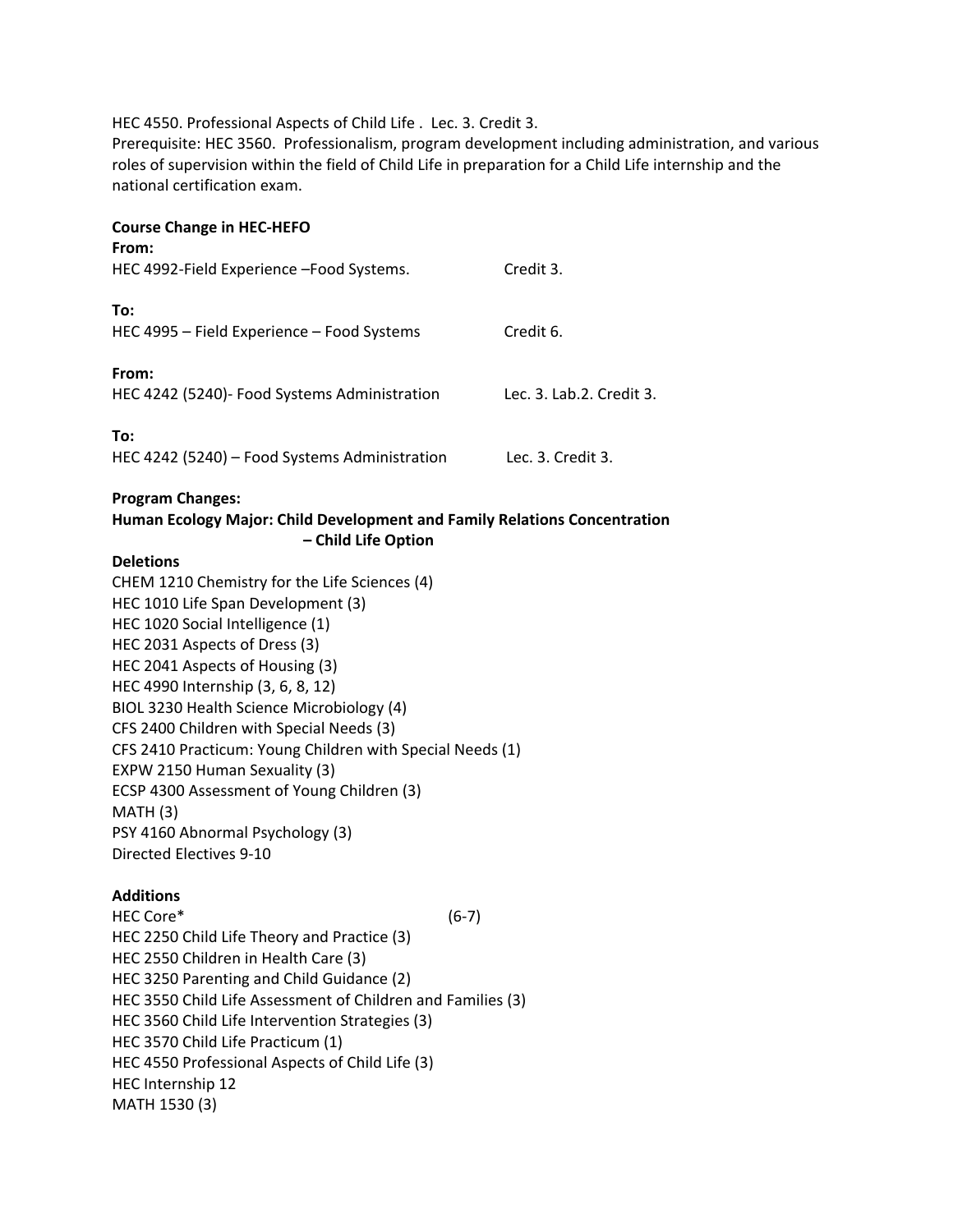HEC 4550. Professional Aspects of Child Life . Lec. 3. Credit 3.
Prerequisite: HEC 3560. Professionalism, program development including administration, and various roles of supervision within the field of Child Life in preparation for a Child Life internship and the national certification exam.

**Course Change in HEC-HEFO**

**From:**
HEC 4992-Field Experience –Food Systems. Credit 3.

**To:**
HEC 4995 – Field Experience – Food Systems Credit 6.

**From:**
HEC 4242 (5240)- Food Systems Administration Lec. 3. Lab.2. Credit 3.

**To:**
HEC 4242 (5240) – Food Systems Administration Lec. 3. Credit 3.

**Program Changes:**

**Human Ecology Major: Child Development and Family Relations Concentration – Child Life Option**

**Deletions**

CHEM 1210 Chemistry for the Life Sciences (4)
HEC 1010 Life Span Development (3)
HEC 1020 Social Intelligence (1)
HEC 2031 Aspects of Dress (3)
HEC 2041 Aspects of Housing (3)
HEC 4990 Internship (3, 6, 8, 12)
BIOL 3230 Health Science Microbiology (4)
CFS 2400 Children with Special Needs (3)
CFS 2410 Practicum: Young Children with Special Needs (1)
EXPW 2150 Human Sexuality (3)
ECSP 4300 Assessment of Young Children (3)
MATH (3)
PSY 4160 Abnormal Psychology (3)
Directed Electives 9-10

**Additions**

HEC Core* (6-7)
HEC 2250 Child Life Theory and Practice (3)
HEC 2550 Children in Health Care (3)
HEC 3250 Parenting and Child Guidance (2)
HEC 3550 Child Life Assessment of Children and Families (3)
HEC 3560 Child Life Intervention Strategies (3)
HEC 3570 Child Life Practicum (1)
HEC 4550 Professional Aspects of Child Life (3)
HEC Internship 12
MATH 1530 (3)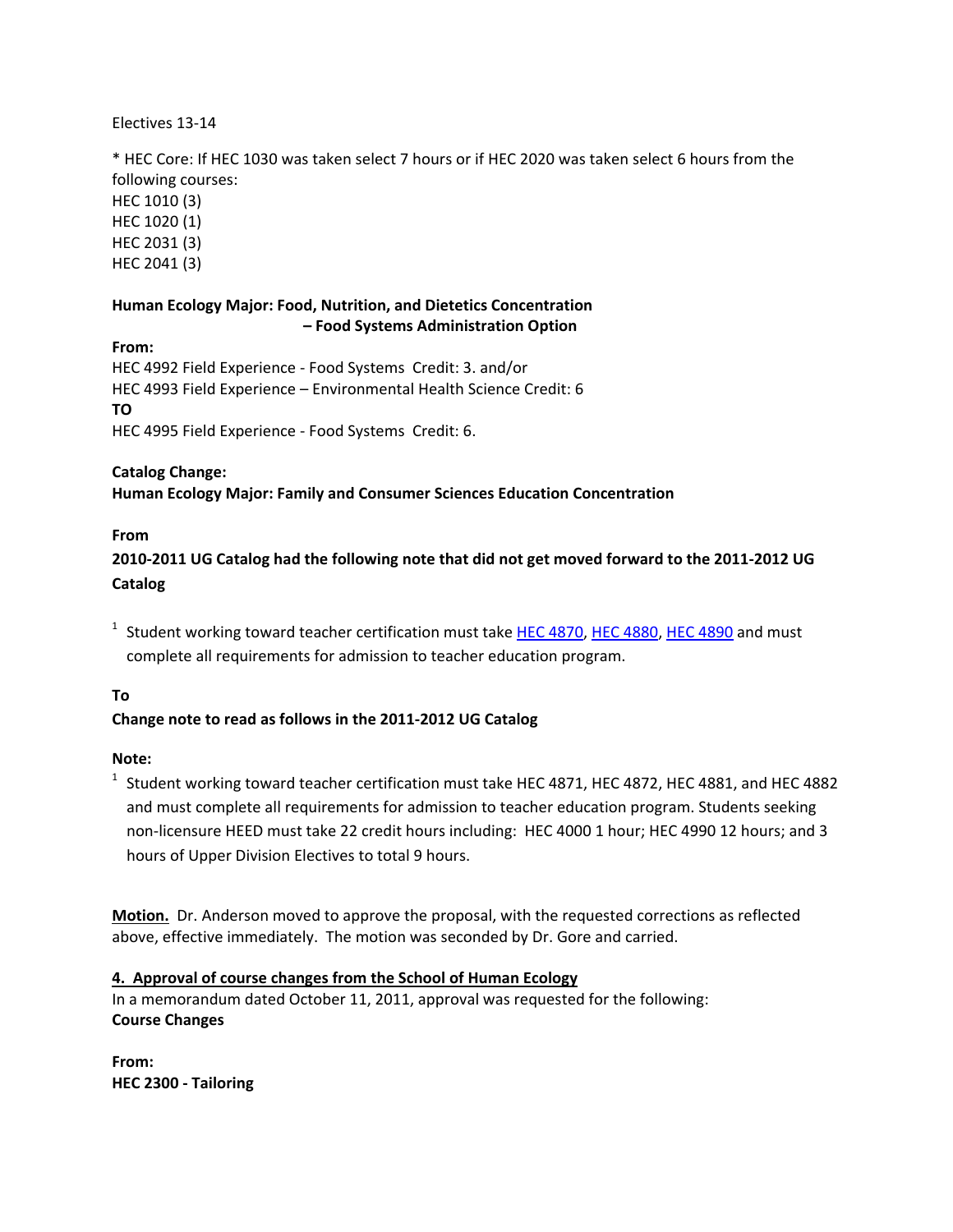Electives 13-14

* HEC Core: If HEC 1030 was taken select 7 hours or if HEC 2020 was taken select 6 hours from the following courses:
HEC 1010 (3)
HEC 1020 (1)
HEC 2031 (3)
HEC 2041 (3)

**Human Ecology Major: Food, Nutrition, and Dietetics Concentration – Food Systems Administration Option**

**From:**
HEC 4992 Field Experience - Food Systems Credit: 3. and/or
HEC 4993 Field Experience – Environmental Health Science Credit: 6
**TO**
HEC 4995 Field Experience - Food Systems Credit: 6.

**Catalog Change:**
**Human Ecology Major: Family and Consumer Sciences Education Concentration**

**From**
**2010-2011 UG Catalog had the following note that did not get moved forward to the 2011-2012 UG Catalog**

[1] Student working toward teacher certification must take HEC 4870, HEC 4880, HEC 4890 and must complete all requirements for admission to teacher education program.

**To**
**Change note to read as follows in the 2011-2012 UG Catalog**

**Note:**
[1] Student working toward teacher certification must take HEC 4871, HEC 4872, HEC 4881, and HEC 4882 and must complete all requirements for admission to teacher education program. Students seeking non-licensure HEED must take 22 credit hours including: HEC 4000 1 hour; HEC 4990 12 hours; and 3 hours of Upper Division Electives to total 9 hours.

**Motion.** Dr. Anderson moved to approve the proposal, with the requested corrections as reflected above, effective immediately. The motion was seconded by Dr. Gore and carried.

**4. Approval of course changes from the School of Human Ecology**
In a memorandum dated October 11, 2011, approval was requested for the following:
**Course Changes**

**From:**
**HEC 2300 - Tailoring**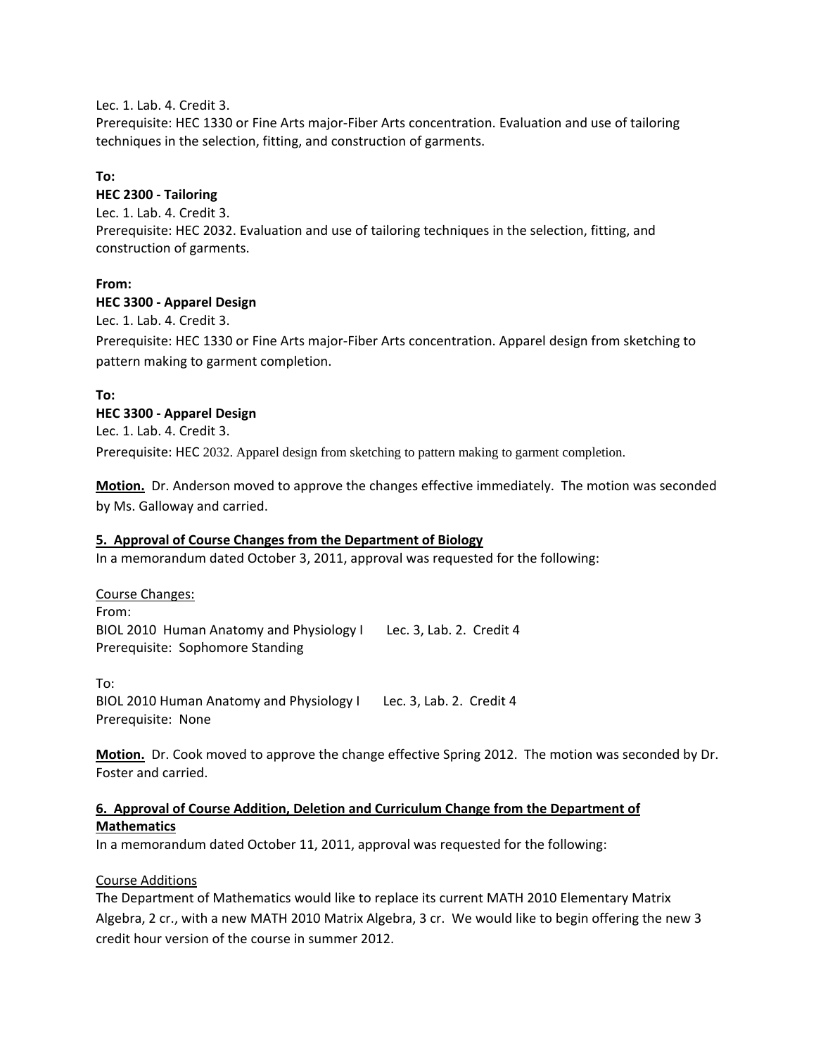Lec. 1. Lab. 4. Credit 3.
Prerequisite: HEC 1330 or Fine Arts major-Fiber Arts concentration. Evaluation and use of tailoring techniques in the selection, fitting, and construction of garments.

**To:**
**HEC 2300 - Tailoring**
Lec. 1. Lab. 4. Credit 3.
Prerequisite: HEC 2032. Evaluation and use of tailoring techniques in the selection, fitting, and construction of garments.

**From:**
**HEC 3300 - Apparel Design**
Lec. 1. Lab. 4. Credit 3.
Prerequisite: HEC 1330 or Fine Arts major-Fiber Arts concentration. Apparel design from sketching to pattern making to garment completion.

**To:**
**HEC 3300 - Apparel Design**
Lec. 1. Lab. 4. Credit 3.
Prerequisite: HEC 2032. Apparel design from sketching to pattern making to garment completion.

**Motion.** Dr. Anderson moved to approve the changes effective immediately. The motion was seconded by Ms. Galloway and carried.

**5. Approval of Course Changes from the Department of Biology**
In a memorandum dated October 3, 2011, approval was requested for the following:

Course Changes:
From:
BIOL 2010 Human Anatomy and Physiology I Lec. 3, Lab. 2. Credit 4
Prerequisite: Sophomore Standing

To:
BIOL 2010 Human Anatomy and Physiology I Lec. 3, Lab. 2. Credit 4
Prerequisite: None

**Motion.** Dr. Cook moved to approve the change effective Spring 2012. The motion was seconded by Dr. Foster and carried.

**6. Approval of Course Addition, Deletion and Curriculum Change from the Department of Mathematics**
In a memorandum dated October 11, 2011, approval was requested for the following:

Course Additions
The Department of Mathematics would like to replace its current MATH 2010 Elementary Matrix Algebra, 2 cr., with a new MATH 2010 Matrix Algebra, 3 cr. We would like to begin offering the new 3 credit hour version of the course in summer 2012.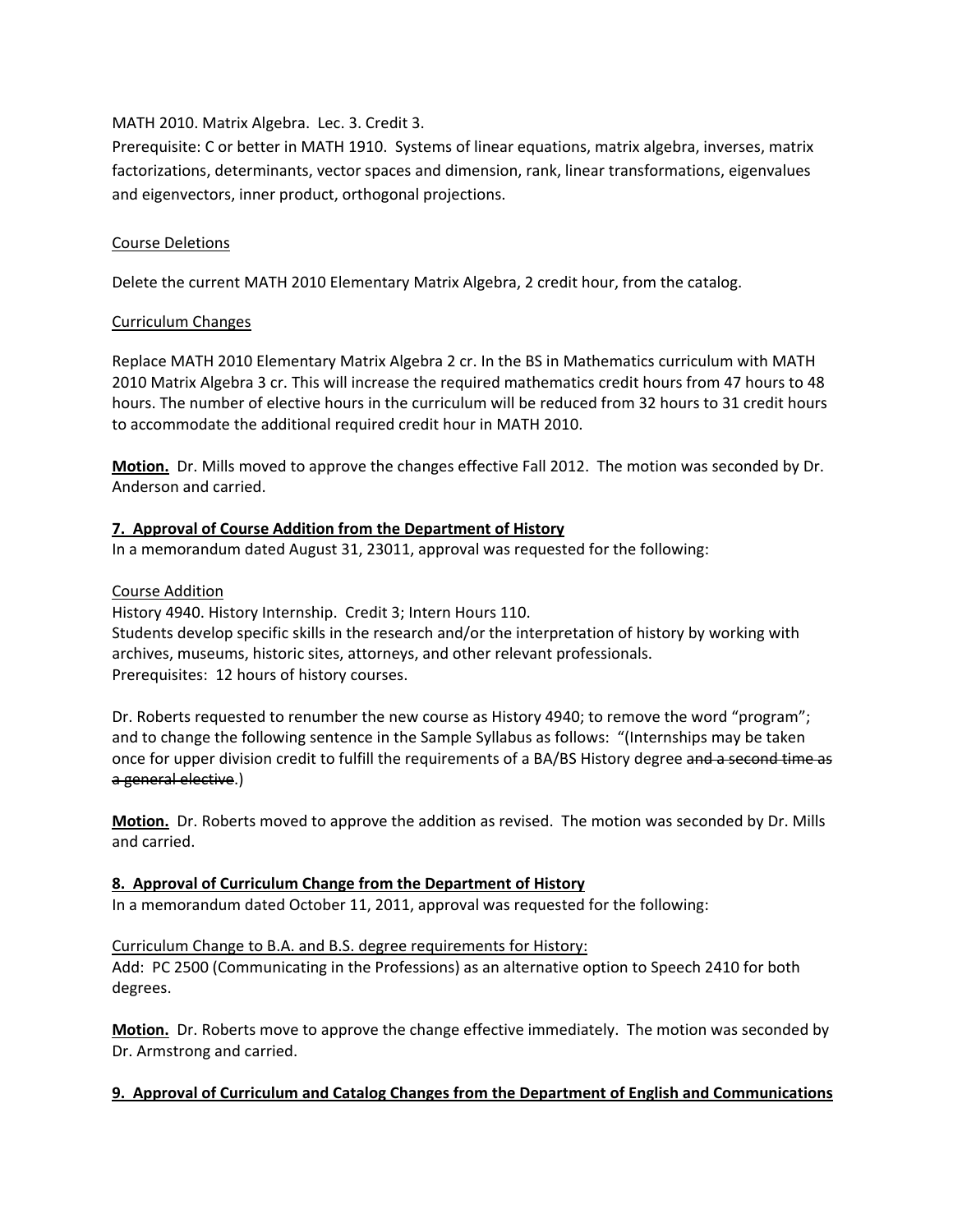MATH 2010. Matrix Algebra. Lec. 3. Credit 3.
Prerequisite: C or better in MATH 1910. Systems of linear equations, matrix algebra, inverses, matrix factorizations, determinants, vector spaces and dimension, rank, linear transformations, eigenvalues and eigenvectors, inner product, orthogonal projections.

<u>Course Deletions</u>

Delete the current MATH 2010 Elementary Matrix Algebra, 2 credit hour, from the catalog.

<u>Curriculum Changes</u>

Replace MATH 2010 Elementary Matrix Algebra 2 cr. In the BS in Mathematics curriculum with MATH 2010 Matrix Algebra 3 cr. This will increase the required mathematics credit hours from 47 hours to 48 hours. The number of elective hours in the curriculum will be reduced from 32 hours to 31 credit hours to accommodate the additional required credit hour in MATH 2010.

**<u>Motion.</u>** Dr. Mills moved to approve the changes effective Fall 2012. The motion was seconded by Dr. Anderson and carried.

**<u>7. Approval of Course Addition from the Department of History</u>**
In a memorandum dated August 31, 23011, approval was requested for the following:

<u>Course Addition</u>
History 4940. History Internship. Credit 3; Intern Hours 110.
Students develop specific skills in the research and/or the interpretation of history by working with archives, museums, historic sites, attorneys, and other relevant professionals.
Prerequisites: 12 hours of history courses.

Dr. Roberts requested to renumber the new course as History 4940; to remove the word "program"; and to change the following sentence in the Sample Syllabus as follows: "(Internships may be taken once for upper division credit to fulfill the requirements of a BA/BS History degree ~~and a second time as a general elective~~.)

**<u>Motion.</u>** Dr. Roberts moved to approve the addition as revised. The motion was seconded by Dr. Mills and carried.

**<u>8. Approval of Curriculum Change from the Department of History</u>**
In a memorandum dated October 11, 2011, approval was requested for the following:

<u>Curriculum Change to B.A. and B.S. degree requirements for History:</u>
Add: PC 2500 (Communicating in the Professions) as an alternative option to Speech 2410 for both degrees.

**<u>Motion.</u>** Dr. Roberts move to approve the change effective immediately. The motion was seconded by Dr. Armstrong and carried.

**<u>9. Approval of Curriculum and Catalog Changes from the Department of English and Communications</u>**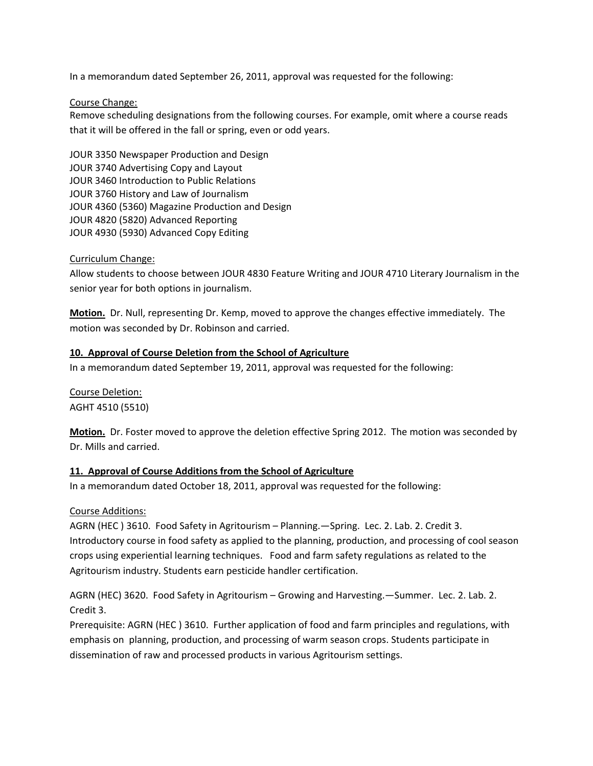In a memorandum dated September 26, 2011, approval was requested for the following:

Course Change:
Remove scheduling designations from the following courses. For example, omit where a course reads that it will be offered in the fall or spring, even or odd years.

JOUR 3350 Newspaper Production and Design
JOUR 3740 Advertising Copy and Layout
JOUR 3460 Introduction to Public Relations
JOUR 3760 History and Law of Journalism
JOUR 4360 (5360) Magazine Production and Design
JOUR 4820 (5820) Advanced Reporting
JOUR 4930 (5930) Advanced Copy Editing

Curriculum Change:
Allow students to choose between JOUR 4830 Feature Writing and JOUR 4710 Literary Journalism in the senior year for both options in journalism.

**Motion.** Dr. Null, representing Dr. Kemp, moved to approve the changes effective immediately. The motion was seconded by Dr. Robinson and carried.

**10. Approval of Course Deletion from the School of Agriculture**

In a memorandum dated September 19, 2011, approval was requested for the following:

Course Deletion:
AGHT 4510 (5510)

**Motion.** Dr. Foster moved to approve the deletion effective Spring 2012. The motion was seconded by Dr. Mills and carried.

**11. Approval of Course Additions from the School of Agriculture**

In a memorandum dated October 18, 2011, approval was requested for the following:

Course Additions:
AGRN (HEC ) 3610. Food Safety in Agritourism – Planning.—Spring. Lec. 2. Lab. 2. Credit 3. Introductory course in food safety as applied to the planning, production, and processing of cool season crops using experiential learning techniques. Food and farm safety regulations as related to the Agritourism industry. Students earn pesticide handler certification.

AGRN (HEC) 3620. Food Safety in Agritourism – Growing and Harvesting.—Summer. Lec. 2. Lab. 2. Credit 3.
Prerequisite: AGRN (HEC ) 3610. Further application of food and farm principles and regulations, with emphasis on planning, production, and processing of warm season crops. Students participate in dissemination of raw and processed products in various Agritourism settings.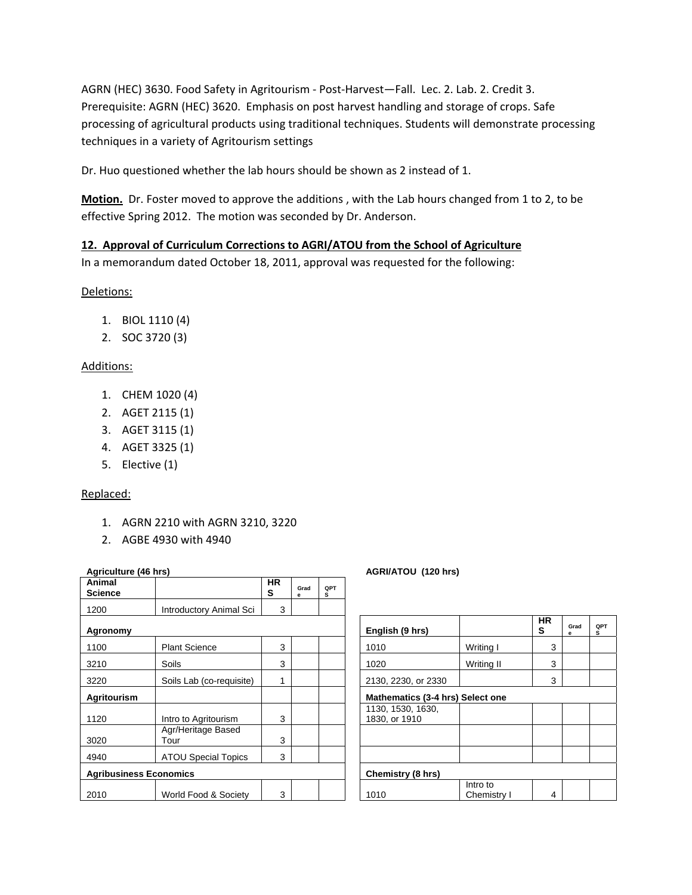AGRN (HEC) 3630. Food Safety in Agritourism - Post-Harvest—Fall. Lec. 2. Lab. 2. Credit 3. Prerequisite: AGRN (HEC) 3620. Emphasis on post harvest handling and storage of crops. Safe processing of agricultural products using traditional techniques. Students will demonstrate processing techniques in a variety of Agritourism settings

Dr. Huo questioned whether the lab hours should be shown as 2 instead of 1.

**Motion.** Dr. Foster moved to approve the additions , with the Lab hours changed from 1 to 2, to be effective Spring 2012. The motion was seconded by Dr. Anderson.

**12. Approval of Curriculum Corrections to AGRI/ATOU from the School of Agriculture**

In a memorandum dated October 18, 2011, approval was requested for the following:

Deletions:

1. BIOL 1110 (4)
2. SOC 3720 (3)

Additions:

1. CHEM 1020 (4)
2. AGET 2115 (1)
3. AGET 3115 (1)
4. AGET 3325 (1)
5. Elective (1)

Replaced:

1. AGRN 2210 with AGRN 3210, 3220
2. AGBE 4930 with 4940

**Agriculture (46 hrs)**

| Animal Science | | HRS | Grade | QPTS |
|---|---|---|---|---|
| 1200 | Introductory Animal Sci | 3 | | |
| **Agronomy** | | | | |
| 1100 | Plant Science | 3 | | |
| 3210 | Soils | 3 | | |
| 3220 | Soils Lab (co-requisite) | 1 | | |
| **Agritourism** | | | | |
| 1120 | Intro to Agritourism | 3 | | |
| 3020 | Agr/Heritage Based Tour | 3 | | |
| 4940 | ATOU Special Topics | 3 | | |
| **Agribusiness Economics** | | | | |
| 2010 | World Food & Society | 3 | | |

**AGRI/ATOU (120 hrs)**

| English (9 hrs) | | HRS | Grade | QPTS |
|---|---|---|---|---|
| 1010 | Writing I | 3 | | |
| 1020 | Writing II | 3 | | |
| 2130, 2230, or 2330 | | 3 | | |
| **Mathematics (3-4 hrs) Select one** | | | | |
| 1130, 1530, 1630, 1830, or 1910 | | | | |
| | | | | |
| | | | | |
| **Chemistry (8 hrs)** | | | | |
| 1010 | Intro to Chemistry I | 4 | | |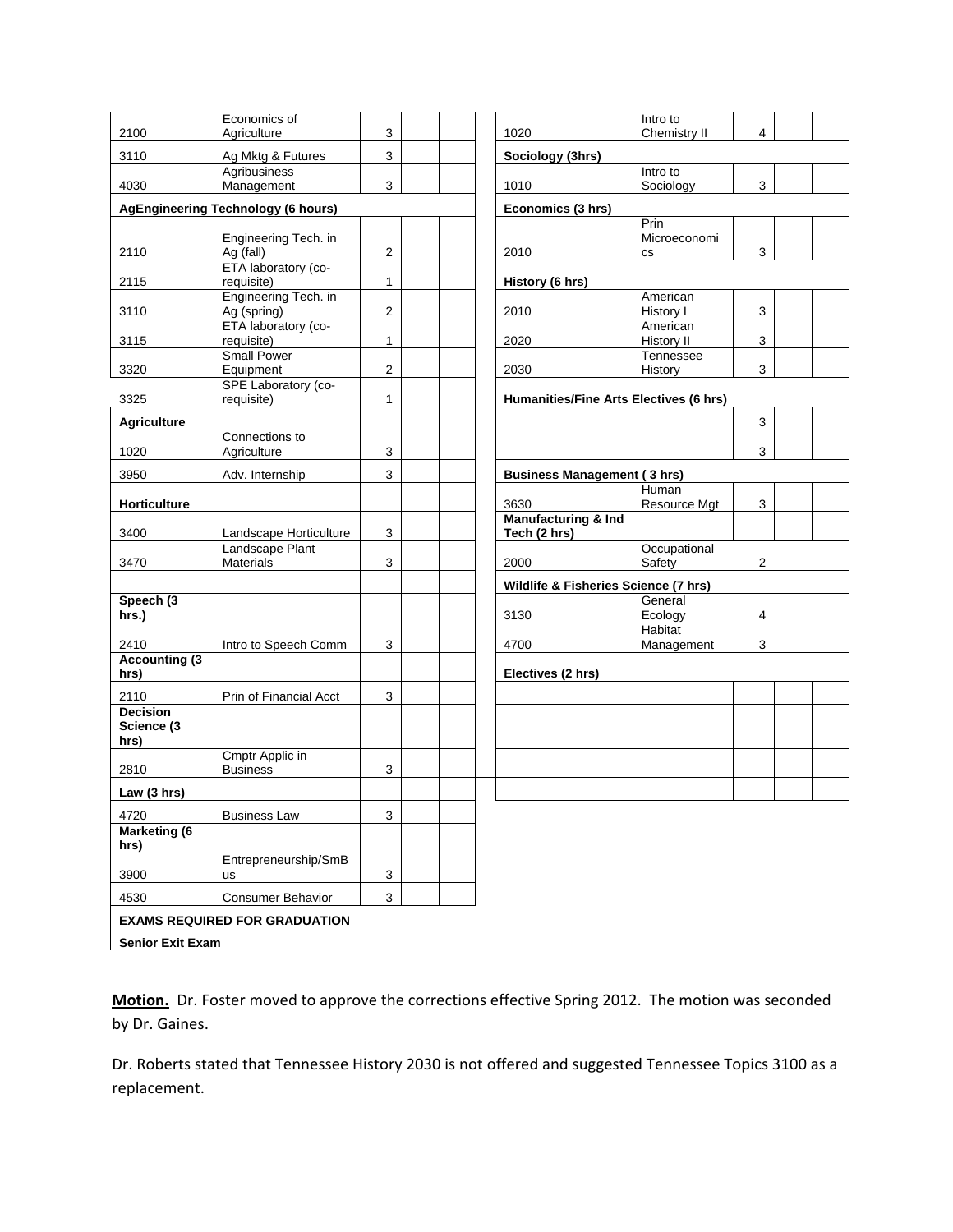| | | | | |
|---|---|---|---|---|
| 2100 | Economics of Agriculture | 3 | | |
| 3110 | Ag Mktg & Futures | 3 | | |
| 4030 | Agribusiness Management | 3 | | |
| **AgEngineering Technology (6 hours)** | | | | |
| 2110 | Engineering Tech. in Ag (fall) | 2 | | |
| 2115 | ETA laboratory (co-requisite) | 1 | | |
| 3110 | Engineering Tech. in Ag (spring) | 2 | | |
| 3115 | ETA laboratory (co-requisite) | 1 | | |
| 3320 | Small Power Equipment | 2 | | |
| 3325 | SPE Laboratory (co-requisite) | 1 | | |
| **Agriculture** | | | | |
| 1020 | Connections to Agriculture | 3 | | |
| 3950 | Adv. Internship | 3 | | |
| **Horticulture** | | | | |
| 3400 | Landscape Horticulture | 3 | | |
| 3470 | Landscape Plant Materials | 3 | | |
| | | | | |
| **Speech (3 hrs.)** | | | | |
| 2410 | Intro to Speech Comm | 3 | | |
| **Accounting (3 hrs)** | | | | |
| 2110 | Prin of Financial Acct | 3 | | |
| **Decision Science (3 hrs)** | | | | |
| 2810 | Cmptr Applic in Business | 3 | | |
| **Law (3 hrs)** | | | | |
| 4720 | Business Law | 3 | | |
| **Marketing (6 hrs)** | | | | |
| 3900 | Entrepreneurship/SmBus | 3 | | |
| 4530 | Consumer Behavior | 3 | | |
| **EXAMS REQUIRED FOR GRADUATION** | | | | |
| **Senior Exit Exam** | | | | |

| | | | | |
|---|---|---|---|---|
| 1020 | Intro to Chemistry II | 4 | | |
| **Sociology (3hrs)** | | | | |
| 1010 | Intro to Sociology | 3 | | |
| **Economics (3 hrs)** | | | | |
| 2010 | Prin Microeconomics | 3 | | |
| **History (6 hrs)** | | | | |
| 2010 | American History I | 3 | | |
| 2020 | American History II | 3 | | |
| 2030 | Tennessee History | 3 | | |
| **Humanities/Fine Arts Electives (6 hrs)** | | | | |
| | | 3 | | |
| | | 3 | | |
| **Business Management ( 3 hrs)** | | | | |
| 3630 | Human Resource Mgt | 3 | | |
| **Manufacturing & Ind Tech (2 hrs)** | | | | |
| 2000 | Occupational Safety | 2 | | |
| **Wildlife & Fisheries Science (7 hrs)** | | | | |
| 3130 | General Ecology | 4 | | |
| 4700 | Habitat Management | 3 | | |
| **Electives (2 hrs)** | | | | |
| | | | | |
| | | | | |
| | | | | |
| | | | | |

**Motion.** Dr. Foster moved to approve the corrections effective Spring 2012. The motion was seconded by Dr. Gaines.

Dr. Roberts stated that Tennessee History 2030 is not offered and suggested Tennessee Topics 3100 as a replacement.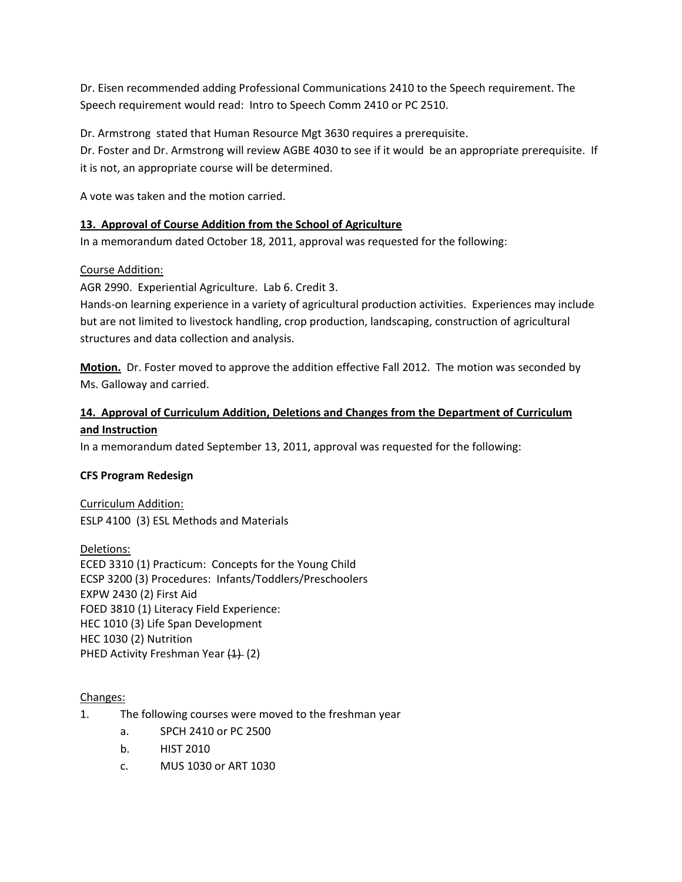Dr. Eisen recommended adding Professional Communications 2410 to the Speech requirement. The Speech requirement would read: Intro to Speech Comm 2410 or PC 2510.

Dr. Armstrong stated that Human Resource Mgt 3630 requires a prerequisite.
Dr. Foster and Dr. Armstrong will review AGBE 4030 to see if it would be an appropriate prerequisite. If it is not, an appropriate course will be determined.

A vote was taken and the motion carried.

**13. Approval of Course Addition from the School of Agriculture**

In a memorandum dated October 18, 2011, approval was requested for the following:

Course Addition:
AGR 2990. Experiential Agriculture. Lab 6. Credit 3.
Hands-on learning experience in a variety of agricultural production activities. Experiences may include but are not limited to livestock handling, crop production, landscaping, construction of agricultural structures and data collection and analysis.

**Motion.** Dr. Foster moved to approve the addition effective Fall 2012. The motion was seconded by Ms. Galloway and carried.

**14. Approval of Curriculum Addition, Deletions and Changes from the Department of Curriculum and Instruction**

In a memorandum dated September 13, 2011, approval was requested for the following:

**CFS Program Redesign**

Curriculum Addition:
ESLP 4100 (3) ESL Methods and Materials

Deletions:
ECED 3310 (1) Practicum: Concepts for the Young Child
ECSP 3200 (3) Procedures: Infants/Toddlers/Preschoolers
EXPW 2430 (2) First Aid
FOED 3810 (1) Literacy Field Experience:
HEC 1010 (3) Life Span Development
HEC 1030 (2) Nutrition
PHED Activity Freshman Year ~~(1)~~ (2)

Changes:

1. The following courses were moved to the freshman year
   a. SPCH 2410 or PC 2500
   b. HIST 2010
   c. MUS 1030 or ART 1030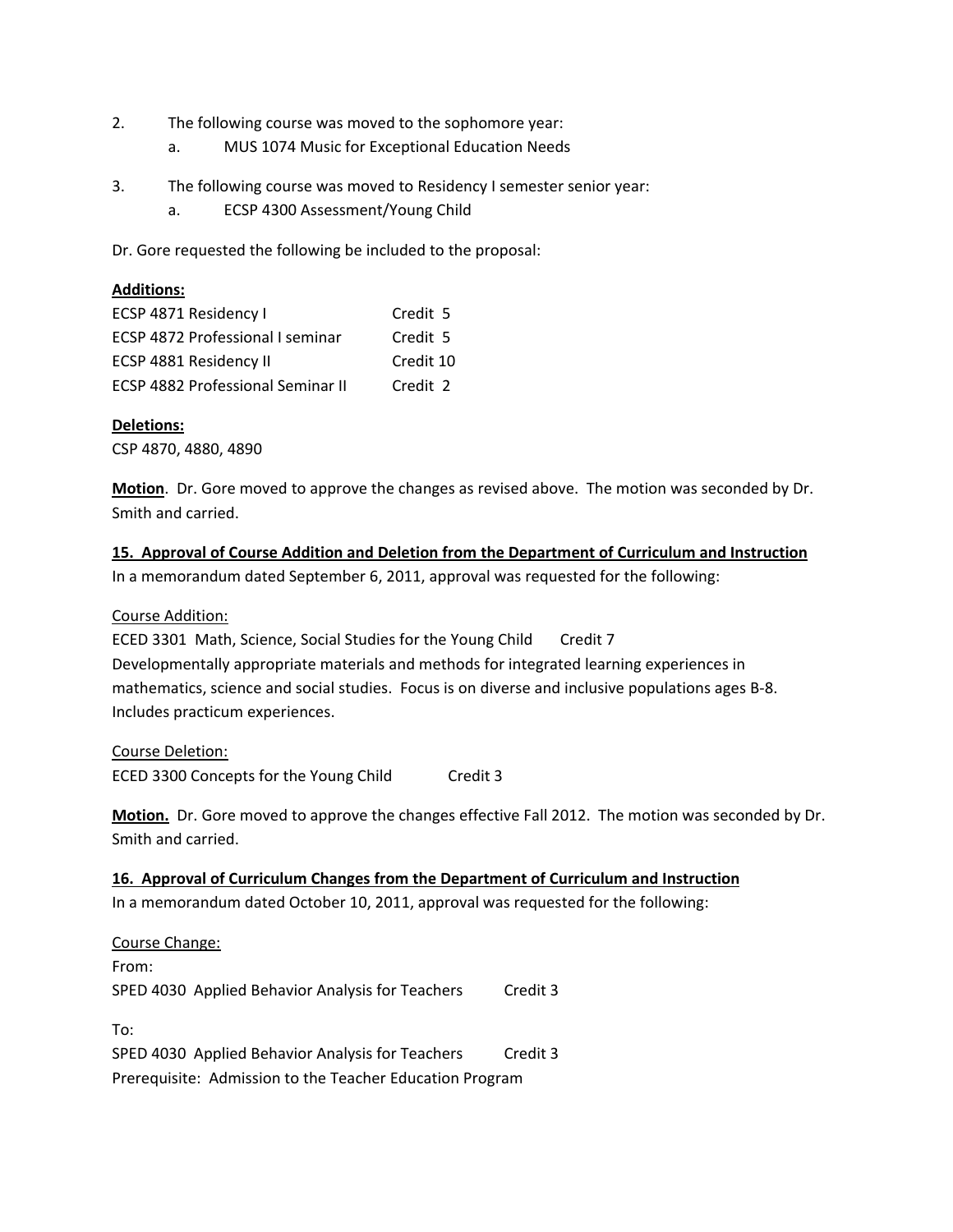2. The following course was moved to the sophomore year:
   a. MUS 1074 Music for Exceptional Education Needs

3. The following course was moved to Residency I semester senior year:
   a. ECSP 4300 Assessment/Young Child

Dr. Gore requested the following be included to the proposal:

**Additions:**

| | |
|---|---|
| ECSP 4871 Residency I | Credit 5 |
| ECSP 4872 Professional I seminar | Credit 5 |
| ECSP 4881 Residency II | Credit 10 |
| ECSP 4882 Professional Seminar II | Credit 2 |

**Deletions:**
CSP 4870, 4880, 4890

**Motion**. Dr. Gore moved to approve the changes as revised above. The motion was seconded by Dr. Smith and carried.

**15. Approval of Course Addition and Deletion from the Department of Curriculum and Instruction**
In a memorandum dated September 6, 2011, approval was requested for the following:

Course Addition:
ECED 3301 Math, Science, Social Studies for the Young Child Credit 7
Developmentally appropriate materials and methods for integrated learning experiences in mathematics, science and social studies. Focus is on diverse and inclusive populations ages B-8. Includes practicum experiences.

Course Deletion:
ECED 3300 Concepts for the Young Child Credit 3

**Motion.** Dr. Gore moved to approve the changes effective Fall 2012. The motion was seconded by Dr. Smith and carried.

**16. Approval of Curriculum Changes from the Department of Curriculum and Instruction**
In a memorandum dated October 10, 2011, approval was requested for the following:

Course Change:
From:
SPED 4030 Applied Behavior Analysis for Teachers Credit 3

To:
SPED 4030 Applied Behavior Analysis for Teachers Credit 3
Prerequisite: Admission to the Teacher Education Program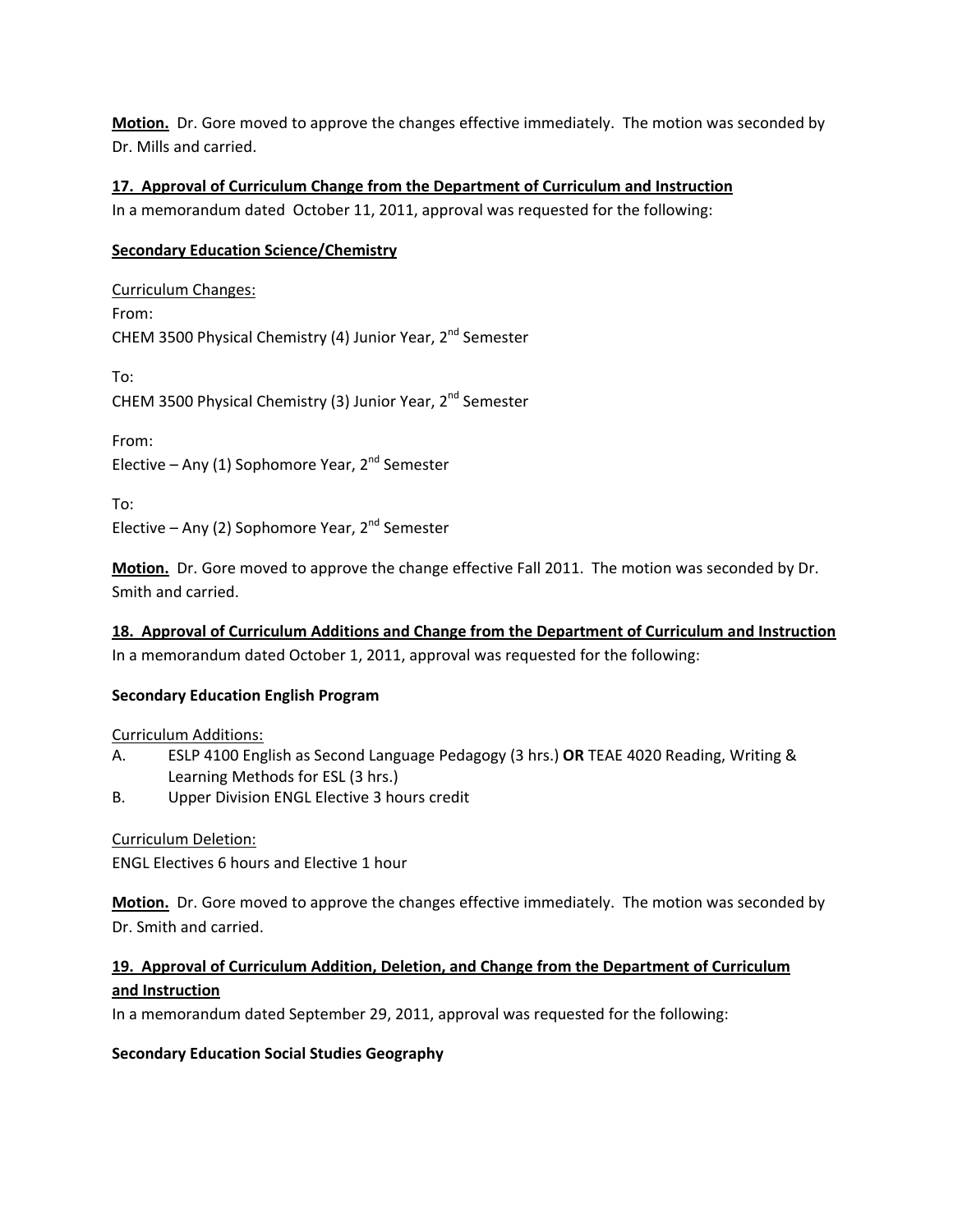**Motion.** Dr. Gore moved to approve the changes effective immediately. The motion was seconded by Dr. Mills and carried.

**17. Approval of Curriculum Change from the Department of Curriculum and Instruction**

In a memorandum dated October 11, 2011, approval was requested for the following:

**Secondary Education Science/Chemistry**

Curriculum Changes:

From:
CHEM 3500 Physical Chemistry (4) Junior Year, 2nd Semester

To:
CHEM 3500 Physical Chemistry (3) Junior Year, 2nd Semester

From:
Elective – Any (1) Sophomore Year, 2nd Semester

To:
Elective – Any (2) Sophomore Year, 2nd Semester

**Motion.** Dr. Gore moved to approve the change effective Fall 2011. The motion was seconded by Dr. Smith and carried.

**18. Approval of Curriculum Additions and Change from the Department of Curriculum and Instruction**

In a memorandum dated October 1, 2011, approval was requested for the following:

**Secondary Education English Program**

Curriculum Additions:

A. ESLP 4100 English as Second Language Pedagogy (3 hrs.) **OR** TEAE 4020 Reading, Writing & Learning Methods for ESL (3 hrs.)
B. Upper Division ENGL Elective 3 hours credit

Curriculum Deletion:

ENGL Electives 6 hours and Elective 1 hour

**Motion.** Dr. Gore moved to approve the changes effective immediately. The motion was seconded by Dr. Smith and carried.

**19. Approval of Curriculum Addition, Deletion, and Change from the Department of Curriculum and Instruction**

In a memorandum dated September 29, 2011, approval was requested for the following:

**Secondary Education Social Studies Geography**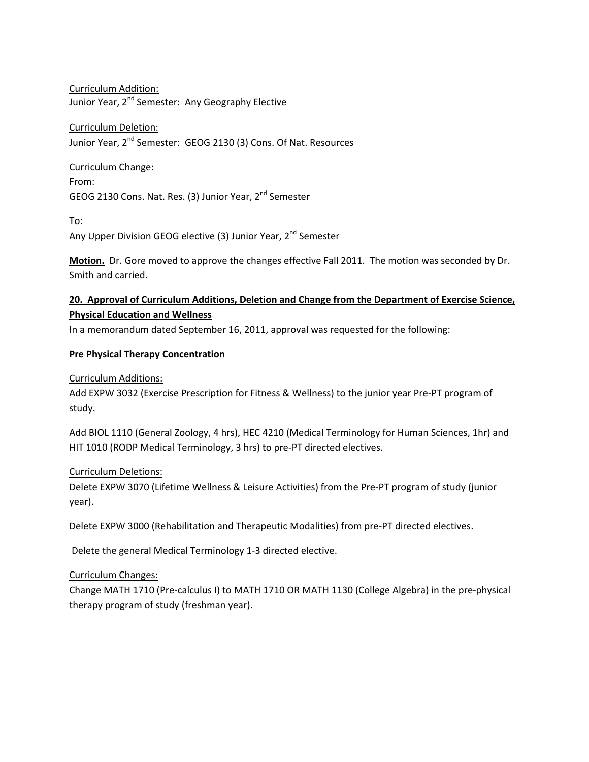Curriculum Addition:
Junior Year, 2nd Semester: Any Geography Elective

Curriculum Deletion:
Junior Year, 2nd Semester: GEOG 2130 (3) Cons. Of Nat. Resources

Curriculum Change:
From:
GEOG 2130 Cons. Nat. Res. (3) Junior Year, 2nd Semester

To:
Any Upper Division GEOG elective (3) Junior Year, 2nd Semester

**Motion.** Dr. Gore moved to approve the changes effective Fall 2011. The motion was seconded by Dr. Smith and carried.

**20. Approval of Curriculum Additions, Deletion and Change from the Department of Exercise Science, Physical Education and Wellness**

In a memorandum dated September 16, 2011, approval was requested for the following:

**Pre Physical Therapy Concentration**

Curriculum Additions:
Add EXPW 3032 (Exercise Prescription for Fitness & Wellness) to the junior year Pre-PT program of study.

Add BIOL 1110 (General Zoology, 4 hrs), HEC 4210 (Medical Terminology for Human Sciences, 1hr) and HIT 1010 (RODP Medical Terminology, 3 hrs) to pre-PT directed electives.

Curriculum Deletions:
Delete EXPW 3070 (Lifetime Wellness & Leisure Activities) from the Pre-PT program of study (junior year).

Delete EXPW 3000 (Rehabilitation and Therapeutic Modalities) from pre-PT directed electives.

Delete the general Medical Terminology 1-3 directed elective.

Curriculum Changes:
Change MATH 1710 (Pre-calculus I) to MATH 1710 OR MATH 1130 (College Algebra) in the pre-physical therapy program of study (freshman year).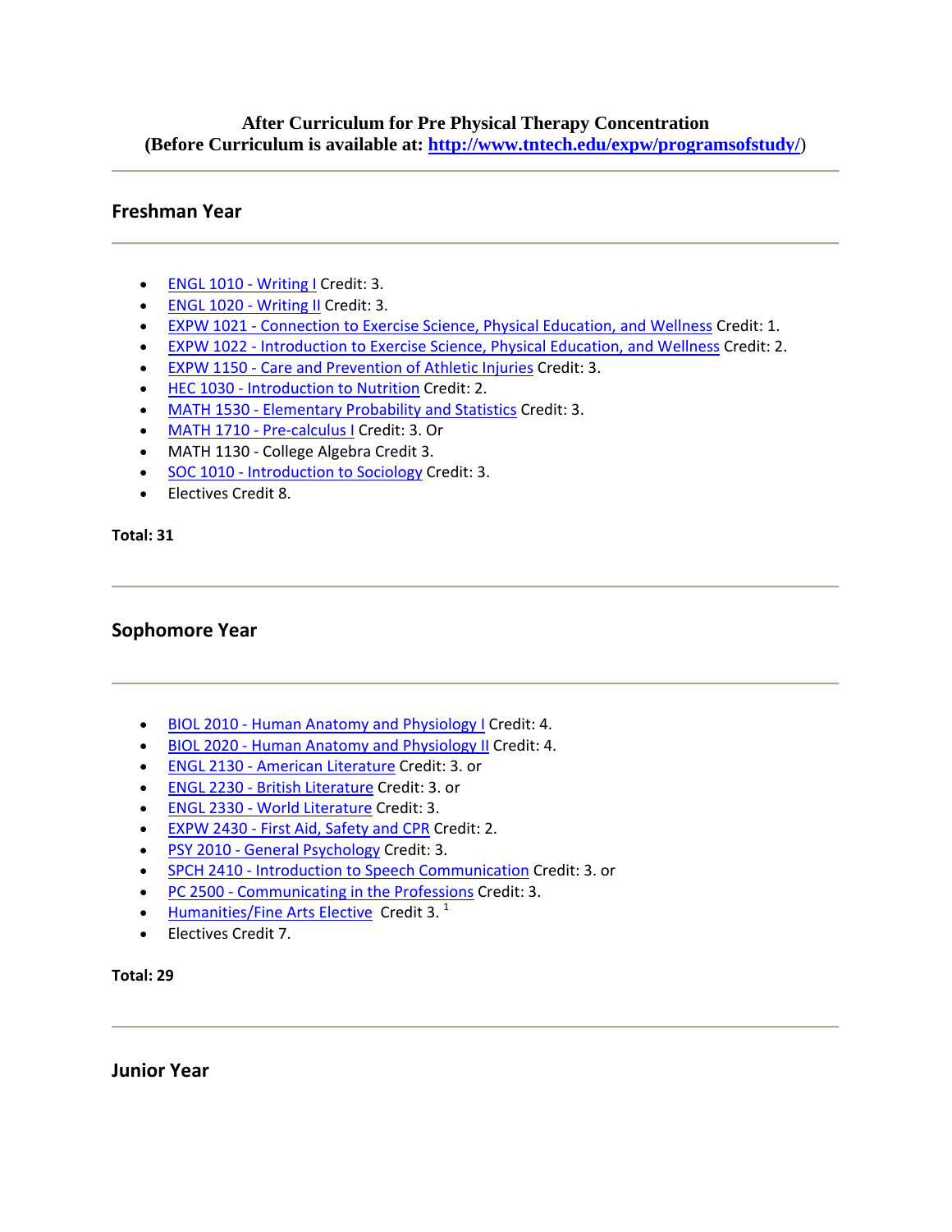**After Curriculum for Pre Physical Therapy Concentration**
**(Before Curriculum is available at: [http://www.tntech.edu/expw/programsofstudy/](http://www.tntech.edu/expw/programsofstudy/))**

---

## Freshman Year

---

- ENGL 1010 - Writing I Credit: 3.
- ENGL 1020 - Writing II Credit: 3.
- EXPW 1021 - Connection to Exercise Science, Physical Education, and Wellness Credit: 1.
- EXPW 1022 - Introduction to Exercise Science, Physical Education, and Wellness Credit: 2.
- EXPW 1150 - Care and Prevention of Athletic Injuries Credit: 3.
- HEC 1030 - Introduction to Nutrition Credit: 2.
- MATH 1530 - Elementary Probability and Statistics Credit: 3.
- MATH 1710 - Pre-calculus I Credit: 3. Or
- MATH 1130 - College Algebra Credit 3.
- SOC 1010 - Introduction to Sociology Credit: 3.
- Electives Credit 8.

**Total: 31**

---

## Sophomore Year

---

- BIOL 2010 - Human Anatomy and Physiology I Credit: 4.
- BIOL 2020 - Human Anatomy and Physiology II Credit: 4.
- ENGL 2130 - American Literature Credit: 3. or
- ENGL 2230 - British Literature Credit: 3. or
- ENGL 2330 - World Literature Credit: 3.
- EXPW 2430 - First Aid, Safety and CPR Credit: 2.
- PSY 2010 - General Psychology Credit: 3.
- SPCH 2410 - Introduction to Speech Communication Credit: 3. or
- PC 2500 - Communicating in the Professions Credit: 3.
- Humanities/Fine Arts Elective Credit 3. [1]
- Electives Credit 7.

**Total: 29**

---

## Junior Year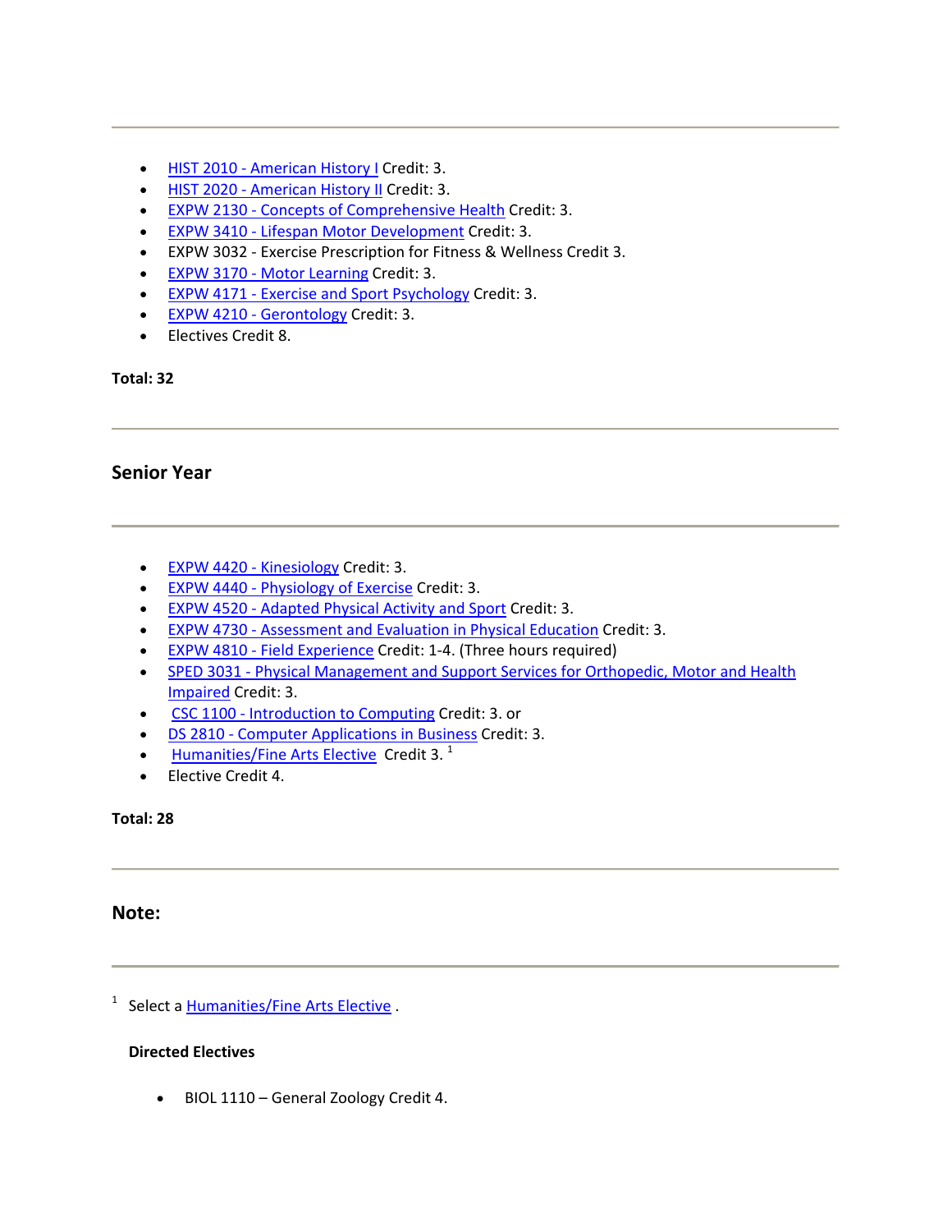---

- HIST 2010 - American History I Credit: 3.
- HIST 2020 - American History II Credit: 3.
- EXPW 2130 - Concepts of Comprehensive Health Credit: 3.
- EXPW 3410 - Lifespan Motor Development Credit: 3.
- EXPW 3032 - Exercise Prescription for Fitness & Wellness Credit 3.
- EXPW 3170 - Motor Learning Credit: 3.
- EXPW 4171 - Exercise and Sport Psychology Credit: 3.
- EXPW 4210 - Gerontology Credit: 3.
- Electives Credit 8.

**Total: 32**

---

### Senior Year

---

- EXPW 4420 - Kinesiology Credit: 3.
- EXPW 4440 - Physiology of Exercise Credit: 3.
- EXPW 4520 - Adapted Physical Activity and Sport Credit: 3.
- EXPW 4730 - Assessment and Evaluation in Physical Education Credit: 3.
- EXPW 4810 - Field Experience Credit: 1-4. (Three hours required)
- SPED 3031 - Physical Management and Support Services for Orthopedic, Motor and Health Impaired Credit: 3.
- CSC 1100 - Introduction to Computing Credit: 3. or
- DS 2810 - Computer Applications in Business Credit: 3.
- Humanities/Fine Arts Elective Credit 3. [1]
- Elective Credit 4.

**Total: 28**

---

### Note:

---

[1] Select a Humanities/Fine Arts Elective .

**Directed Electives**

- BIOL 1110 – General Zoology Credit 4.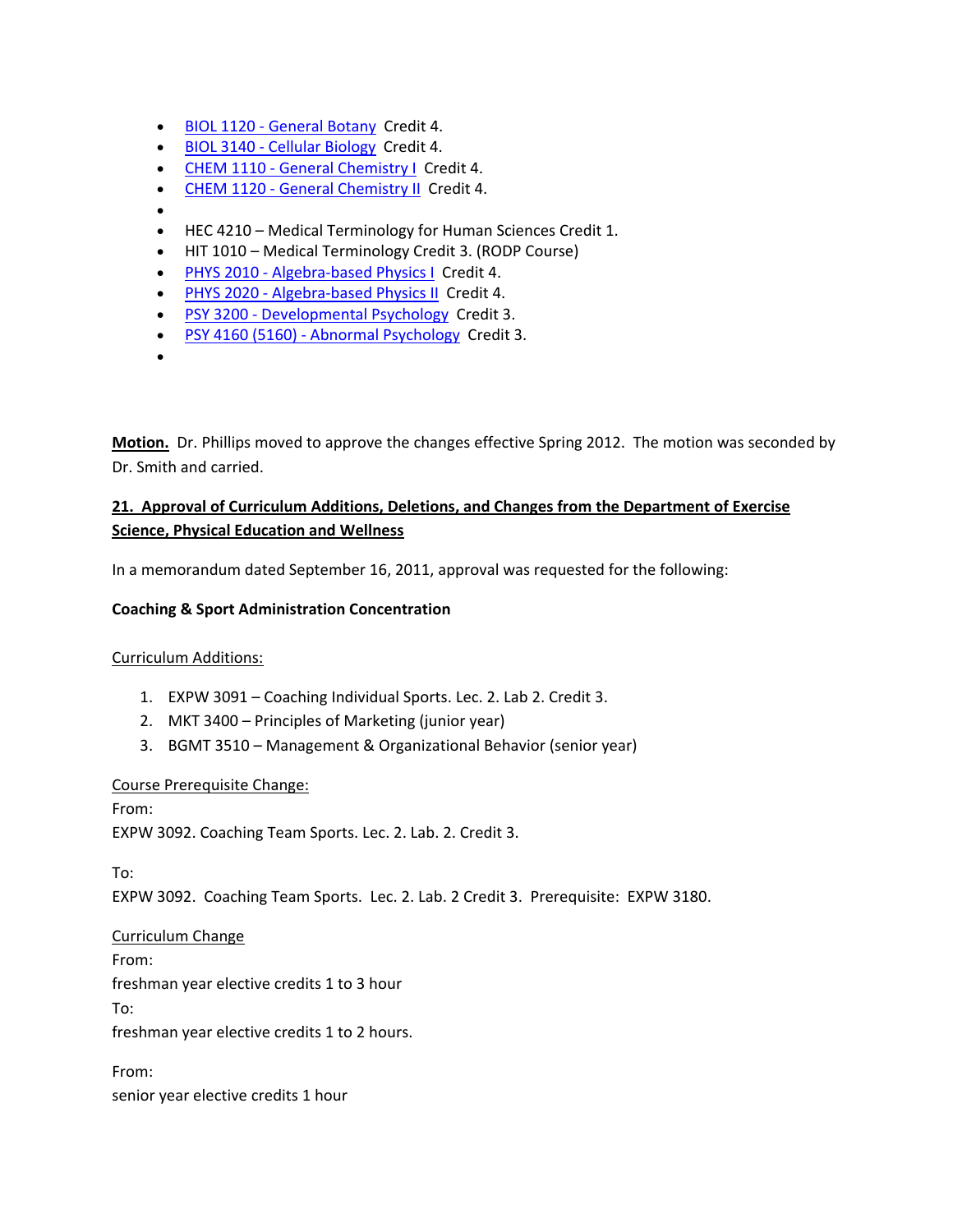- BIOL 1120 - General Botany Credit 4.
- BIOL 3140 - Cellular Biology Credit 4.
- CHEM 1110 - General Chemistry I Credit 4.
- CHEM 1120 - General Chemistry II Credit 4.
-
- HEC 4210 – Medical Terminology for Human Sciences Credit 1.
- HIT 1010 – Medical Terminology Credit 3. (RODP Course)
- PHYS 2010 - Algebra-based Physics I Credit 4.
- PHYS 2020 - Algebra-based Physics II Credit 4.
- PSY 3200 - Developmental Psychology Credit 3.
- PSY 4160 (5160) - Abnormal Psychology Credit 3.
-

**Motion.** Dr. Phillips moved to approve the changes effective Spring 2012. The motion was seconded by Dr. Smith and carried.

**21. Approval of Curriculum Additions, Deletions, and Changes from the Department of Exercise Science, Physical Education and Wellness**

In a memorandum dated September 16, 2011, approval was requested for the following:

**Coaching & Sport Administration Concentration**

Curriculum Additions:

1. EXPW 3091 – Coaching Individual Sports. Lec. 2. Lab 2. Credit 3.
2. MKT 3400 – Principles of Marketing (junior year)
3. BGMT 3510 – Management & Organizational Behavior (senior year)

Course Prerequisite Change:

From:

EXPW 3092. Coaching Team Sports. Lec. 2. Lab. 2. Credit 3.

To:

EXPW 3092. Coaching Team Sports. Lec. 2. Lab. 2 Credit 3. Prerequisite: EXPW 3180.

Curriculum Change

From:

freshman year elective credits 1 to 3 hour

To:

freshman year elective credits 1 to 2 hours.

From:

senior year elective credits 1 hour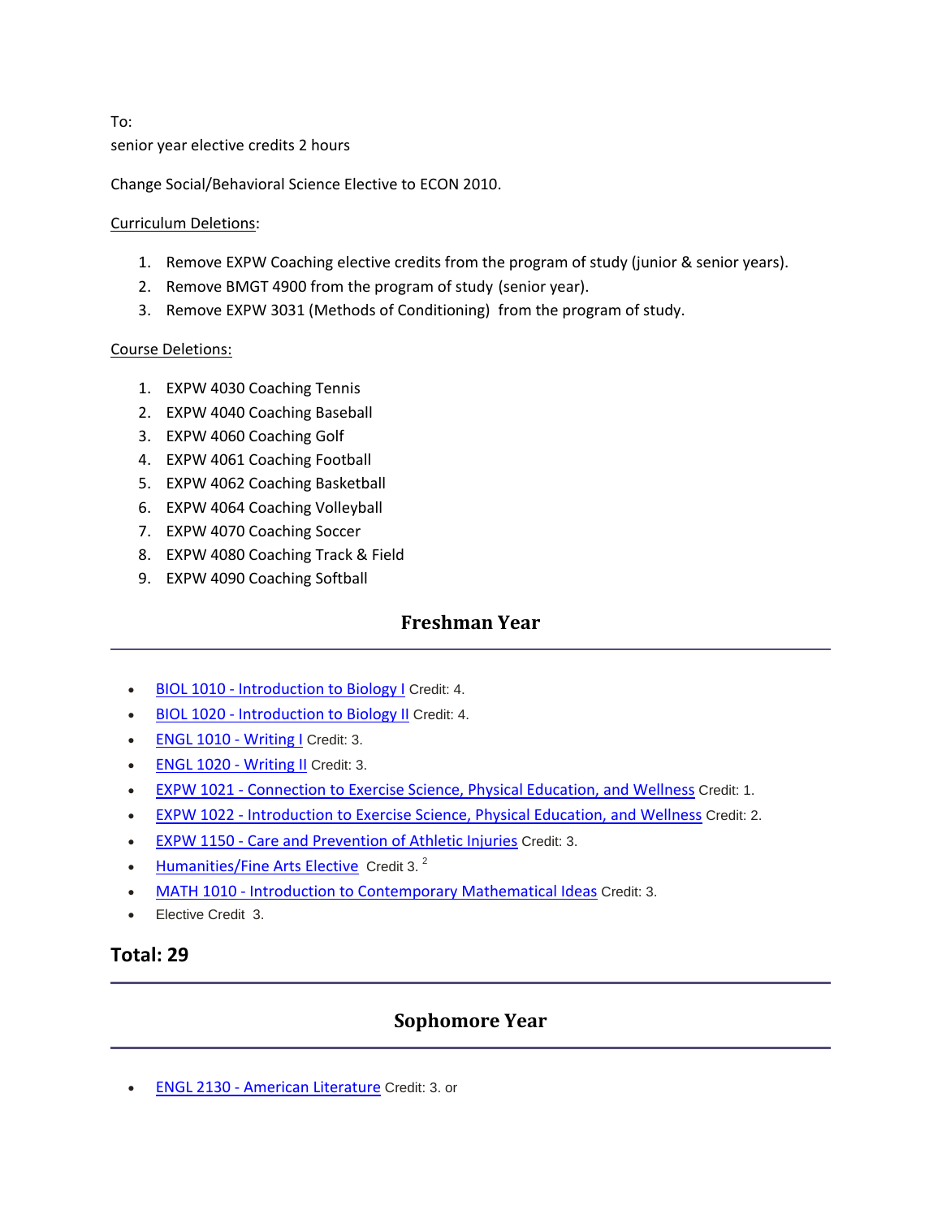To:
senior year elective credits 2 hours

Change Social/Behavioral Science Elective to ECON 2010.

Curriculum Deletions:

1. Remove EXPW Coaching elective credits from the program of study (junior & senior years).
2. Remove BMGT 4900 from the program of study (senior year).
3. Remove EXPW 3031 (Methods of Conditioning) from the program of study.

Course Deletions:

1. EXPW 4030 Coaching Tennis
2. EXPW 4040 Coaching Baseball
3. EXPW 4060 Coaching Golf
4. EXPW 4061 Coaching Football
5. EXPW 4062 Coaching Basketball
6. EXPW 4064 Coaching Volleyball
7. EXPW 4070 Coaching Soccer
8. EXPW 4080 Coaching Track & Field
9. EXPW 4090 Coaching Softball

## Freshman Year

- BIOL 1010 - Introduction to Biology I Credit: 4.
- BIOL 1020 - Introduction to Biology II Credit: 4.
- ENGL 1010 - Writing I Credit: 3.
- ENGL 1020 - Writing II Credit: 3.
- EXPW 1021 - Connection to Exercise Science, Physical Education, and Wellness Credit: 1.
- EXPW 1022 - Introduction to Exercise Science, Physical Education, and Wellness Credit: 2.
- EXPW 1150 - Care and Prevention of Athletic Injuries Credit: 3.
- Humanities/Fine Arts Elective Credit 3. [2]
- MATH 1010 - Introduction to Contemporary Mathematical Ideas Credit: 3.
- Elective Credit 3.

### Total: 29

## Sophomore Year

- ENGL 2130 - American Literature Credit: 3. or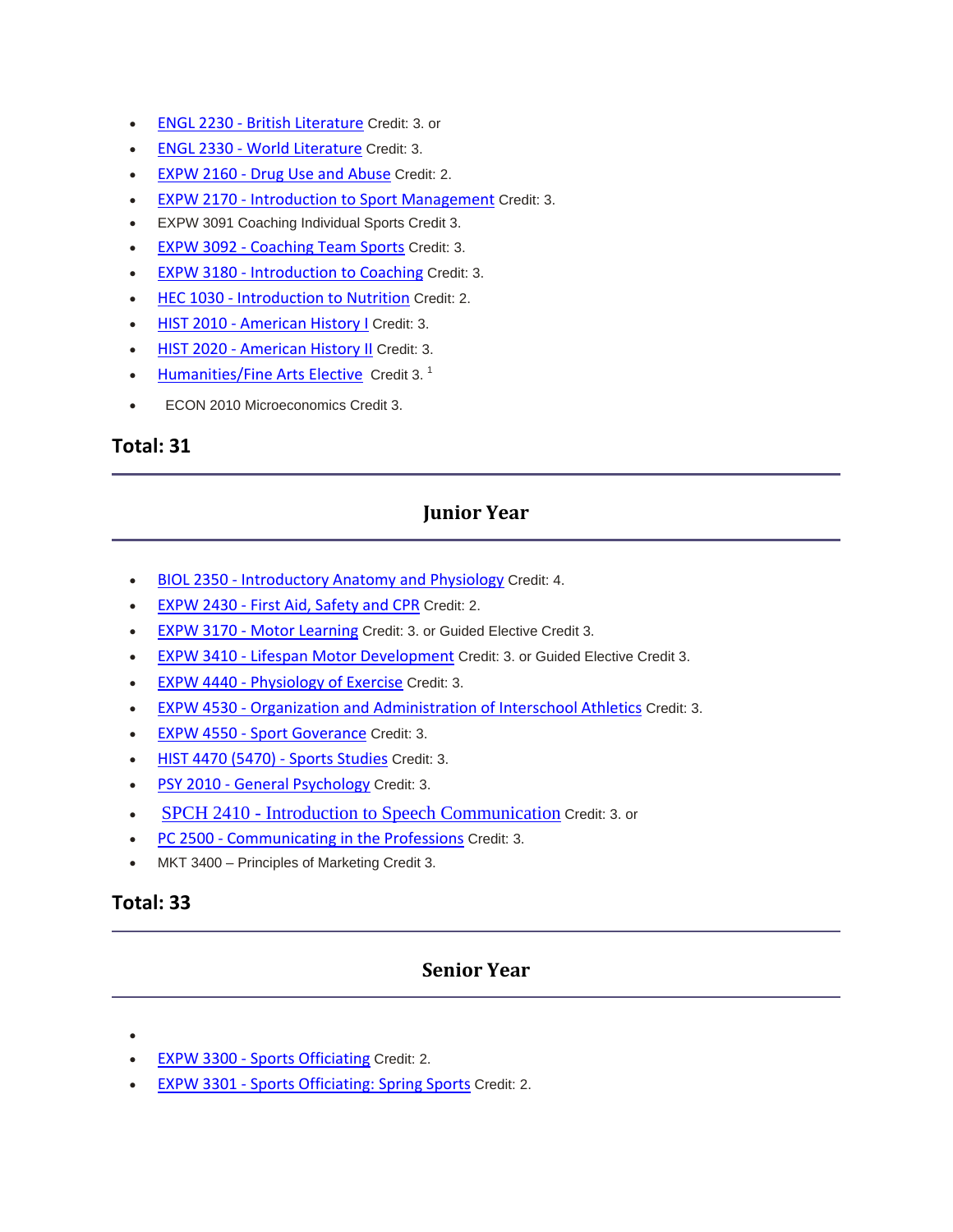- ENGL 2230 - British Literature Credit: 3. or
- ENGL 2330 - World Literature Credit: 3.
- EXPW 2160 - Drug Use and Abuse Credit: 2.
- EXPW 2170 - Introduction to Sport Management Credit: 3.
- EXPW 3091 Coaching Individual Sports Credit 3.
- EXPW 3092 - Coaching Team Sports Credit: 3.
- EXPW 3180 - Introduction to Coaching Credit: 3.
- HEC 1030 - Introduction to Nutrition Credit: 2.
- HIST 2010 - American History I Credit: 3.
- HIST 2020 - American History II Credit: 3.
- Humanities/Fine Arts Elective Credit 3. [1]
- ECON 2010 Microeconomics Credit 3.

**Total: 31**

---

## Junior Year

---

- BIOL 2350 - Introductory Anatomy and Physiology Credit: 4.
- EXPW 2430 - First Aid, Safety and CPR Credit: 2.
- EXPW 3170 - Motor Learning Credit: 3. or Guided Elective Credit 3.
- EXPW 3410 - Lifespan Motor Development Credit: 3. or Guided Elective Credit 3.
- EXPW 4440 - Physiology of Exercise Credit: 3.
- EXPW 4530 - Organization and Administration of Interschool Athletics Credit: 3.
- EXPW 4550 - Sport Goverance Credit: 3.
- HIST 4470 (5470) - Sports Studies Credit: 3.
- PSY 2010 - General Psychology Credit: 3.
- SPCH 2410 - Introduction to Speech Communication Credit: 3. or
- PC 2500 - Communicating in the Professions Credit: 3.
- MKT 3400 – Principles of Marketing Credit 3.

**Total: 33**

---

## Senior Year

---

- EXPW 3300 - Sports Officiating Credit: 2.
- EXPW 3301 - Sports Officiating: Spring Sports Credit: 2.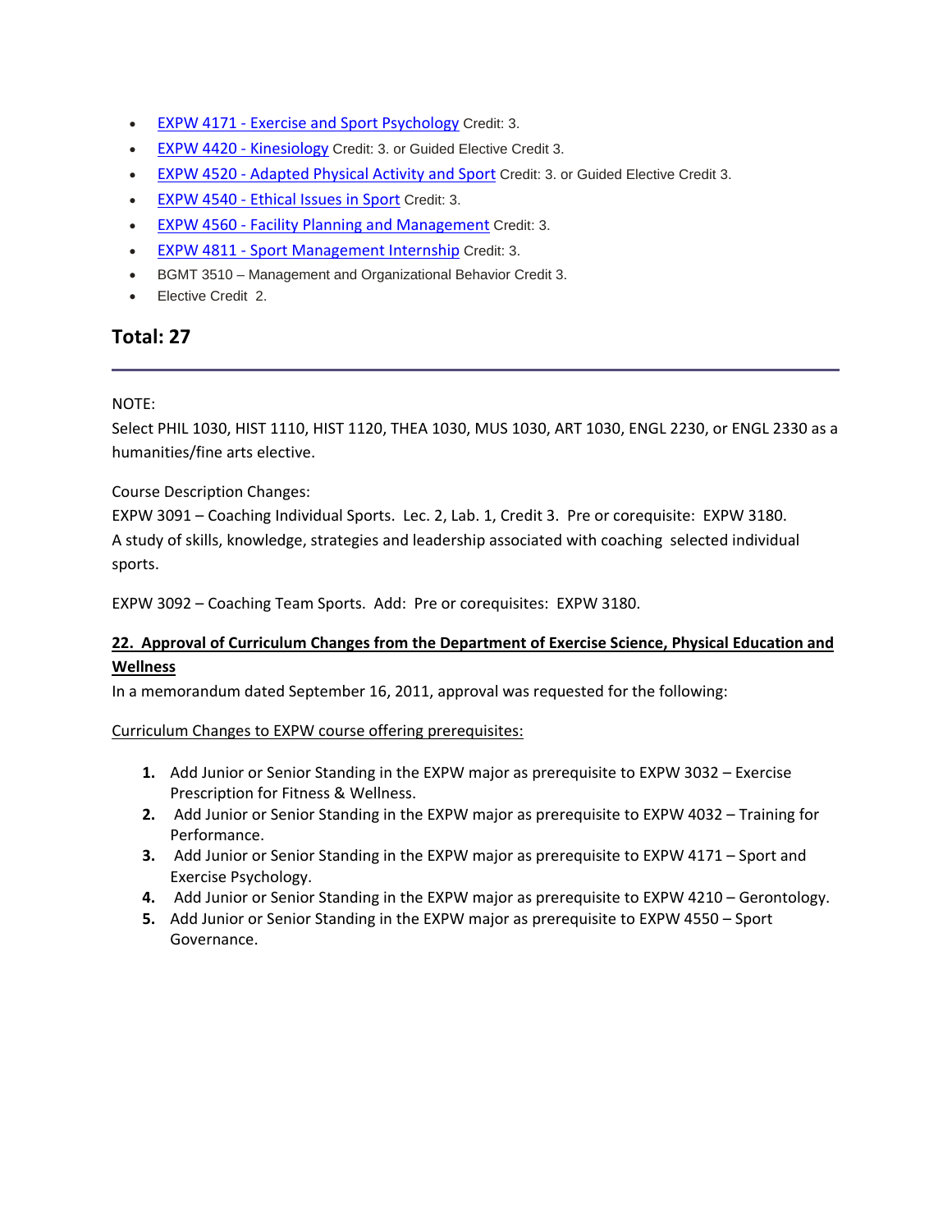- EXPW 4171 - Exercise and Sport Psychology Credit: 3.
- EXPW 4420 - Kinesiology Credit: 3. or Guided Elective Credit 3.
- EXPW 4520 - Adapted Physical Activity and Sport Credit: 3. or Guided Elective Credit 3.
- EXPW 4540 - Ethical Issues in Sport Credit: 3.
- EXPW 4560 - Facility Planning and Management Credit: 3.
- EXPW 4811 - Sport Management Internship Credit: 3.
- BGMT 3510 – Management and Organizational Behavior Credit 3.
- Elective Credit 2.

## Total: 27

---

NOTE:
Select PHIL 1030, HIST 1110, HIST 1120, THEA 1030, MUS 1030, ART 1030, ENGL 2230, or ENGL 2330 as a humanities/fine arts elective.

Course Description Changes:
EXPW 3091 – Coaching Individual Sports. Lec. 2, Lab. 1, Credit 3. Pre or corequisite: EXPW 3180.
A study of skills, knowledge, strategies and leadership associated with coaching selected individual sports.

EXPW 3092 – Coaching Team Sports. Add: Pre or corequisites: EXPW 3180.

**22. Approval of Curriculum Changes from the Department of Exercise Science, Physical Education and Wellness**

In a memorandum dated September 16, 2011, approval was requested for the following:

Curriculum Changes to EXPW course offering prerequisites:

1. Add Junior or Senior Standing in the EXPW major as prerequisite to EXPW 3032 – Exercise Prescription for Fitness & Wellness.
2. Add Junior or Senior Standing in the EXPW major as prerequisite to EXPW 4032 – Training for Performance.
3. Add Junior or Senior Standing in the EXPW major as prerequisite to EXPW 4171 – Sport and Exercise Psychology.
4. Add Junior or Senior Standing in the EXPW major as prerequisite to EXPW 4210 – Gerontology.
5. Add Junior or Senior Standing in the EXPW major as prerequisite to EXPW 4550 – Sport Governance.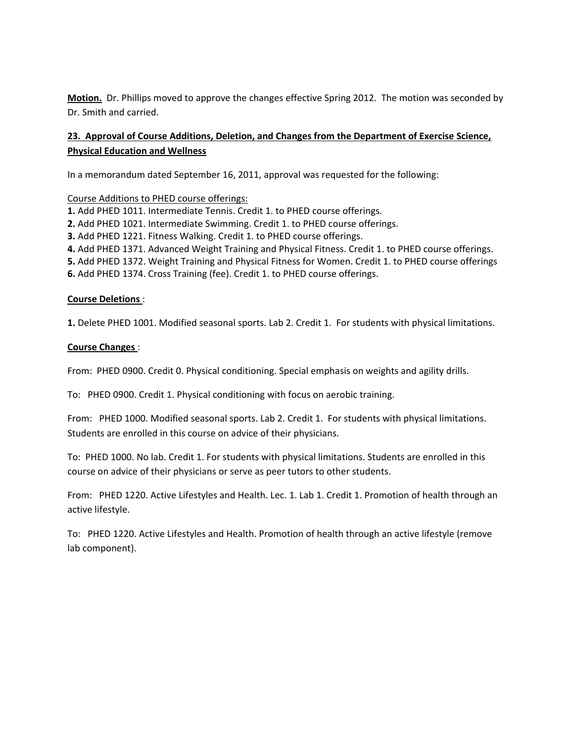**Motion.** Dr. Phillips moved to approve the changes effective Spring 2012. The motion was seconded by Dr. Smith and carried.

**23. Approval of Course Additions, Deletion, and Changes from the Department of Exercise Science, Physical Education and Wellness**

In a memorandum dated September 16, 2011, approval was requested for the following:

Course Additions to PHED course offerings:

**1.** Add PHED 1011. Intermediate Tennis. Credit 1. to PHED course offerings.
**2.** Add PHED 1021. Intermediate Swimming. Credit 1. to PHED course offerings.
**3.** Add PHED 1221. Fitness Walking. Credit 1. to PHED course offerings.
**4.** Add PHED 1371. Advanced Weight Training and Physical Fitness. Credit 1. to PHED course offerings.
**5.** Add PHED 1372. Weight Training and Physical Fitness for Women. Credit 1. to PHED course offerings
**6.** Add PHED 1374. Cross Training (fee). Credit 1. to PHED course offerings.

**Course Deletions** :

**1.** Delete PHED 1001. Modified seasonal sports. Lab 2. Credit 1. For students with physical limitations.

**Course Changes** :

From: PHED 0900. Credit 0. Physical conditioning. Special emphasis on weights and agility drills.

To: PHED 0900. Credit 1. Physical conditioning with focus on aerobic training.

From: PHED 1000. Modified seasonal sports. Lab 2. Credit 1. For students with physical limitations. Students are enrolled in this course on advice of their physicians.

To: PHED 1000. No lab. Credit 1. For students with physical limitations. Students are enrolled in this course on advice of their physicians or serve as peer tutors to other students.

From: PHED 1220. Active Lifestyles and Health. Lec. 1. Lab 1. Credit 1. Promotion of health through an active lifestyle.

To: PHED 1220. Active Lifestyles and Health. Promotion of health through an active lifestyle (remove lab component).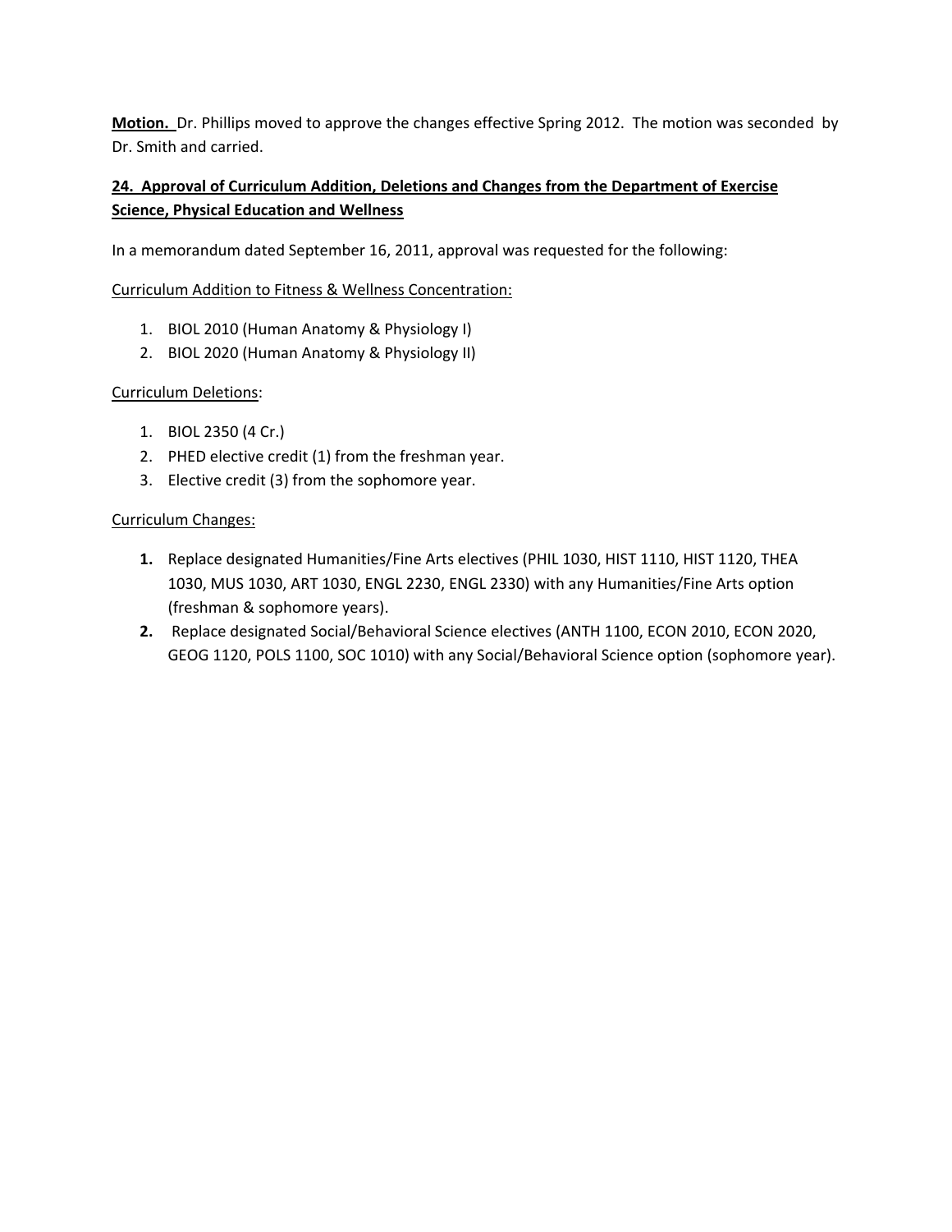**Motion.** Dr. Phillips moved to approve the changes effective Spring 2012. The motion was seconded by Dr. Smith and carried.

**24. Approval of Curriculum Addition, Deletions and Changes from the Department of Exercise Science, Physical Education and Wellness**

In a memorandum dated September 16, 2011, approval was requested for the following:

Curriculum Addition to Fitness & Wellness Concentration:

1. BIOL 2010 (Human Anatomy & Physiology I)
2. BIOL 2020 (Human Anatomy & Physiology II)

Curriculum Deletions:

1. BIOL 2350 (4 Cr.)
2. PHED elective credit (1) from the freshman year.
3. Elective credit (3) from the sophomore year.

Curriculum Changes:

1. Replace designated Humanities/Fine Arts electives (PHIL 1030, HIST 1110, HIST 1120, THEA 1030, MUS 1030, ART 1030, ENGL 2230, ENGL 2330) with any Humanities/Fine Arts option (freshman & sophomore years).
2. Replace designated Social/Behavioral Science electives (ANTH 1100, ECON 2010, ECON 2020, GEOG 1120, POLS 1100, SOC 1010) with any Social/Behavioral Science option (sophomore year).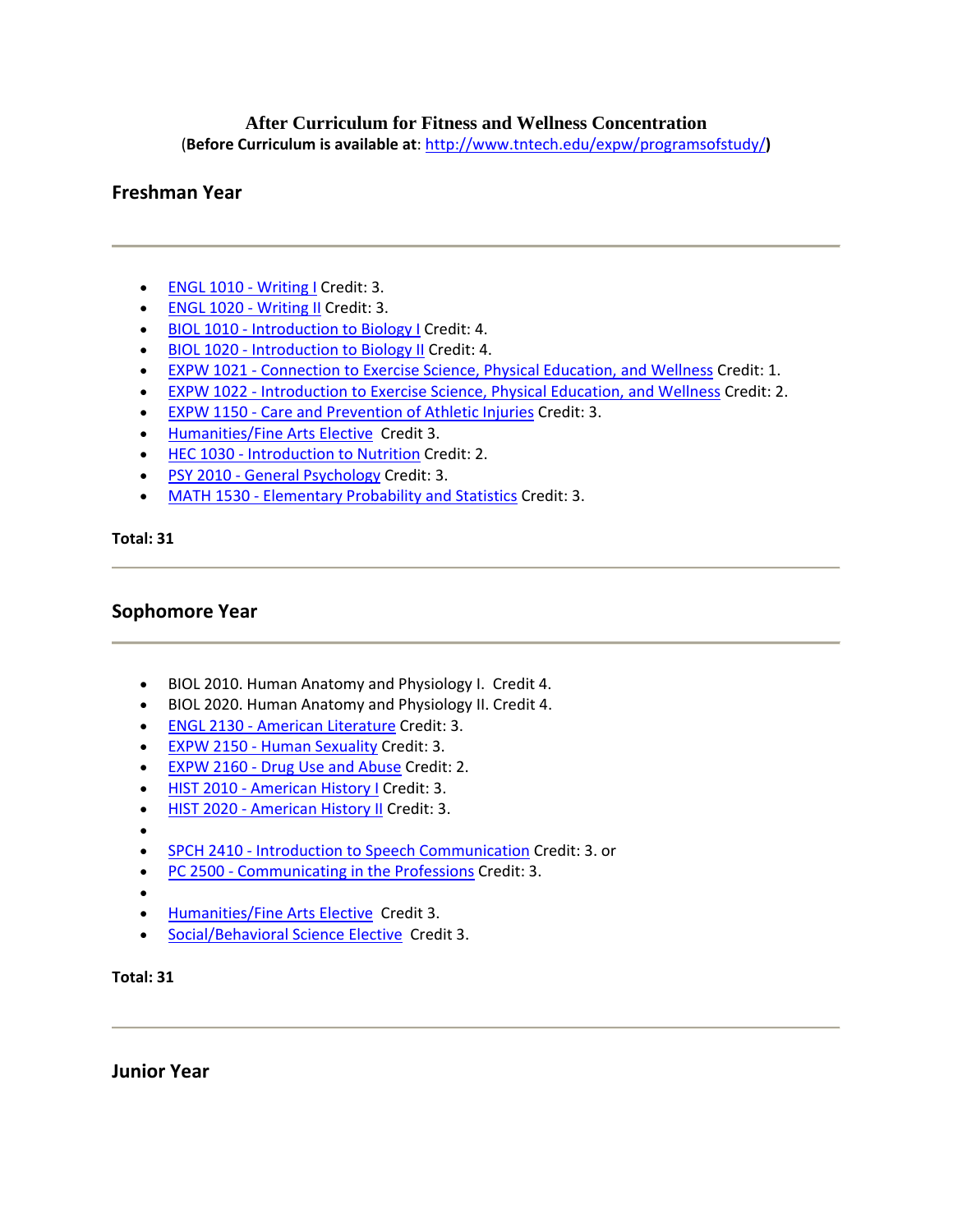**After Curriculum for Fitness and Wellness Concentration**

(**Before Curriculum is available at**: http://www.tntech.edu/expw/programsofstudy/)

## Freshman Year

---

- ENGL 1010 - Writing I Credit: 3.
- ENGL 1020 - Writing II Credit: 3.
- BIOL 1010 - Introduction to Biology I Credit: 4.
- BIOL 1020 - Introduction to Biology II Credit: 4.
- EXPW 1021 - Connection to Exercise Science, Physical Education, and Wellness Credit: 1.
- EXPW 1022 - Introduction to Exercise Science, Physical Education, and Wellness Credit: 2.
- EXPW 1150 - Care and Prevention of Athletic Injuries Credit: 3.
- Humanities/Fine Arts Elective Credit 3.
- HEC 1030 - Introduction to Nutrition Credit: 2.
- PSY 2010 - General Psychology Credit: 3.
- MATH 1530 - Elementary Probability and Statistics Credit: 3.

**Total: 31**

---

## Sophomore Year

---

- BIOL 2010. Human Anatomy and Physiology I. Credit 4.
- BIOL 2020. Human Anatomy and Physiology II. Credit 4.
- ENGL 2130 - American Literature Credit: 3.
- EXPW 2150 - Human Sexuality Credit: 3.
- EXPW 2160 - Drug Use and Abuse Credit: 2.
- HIST 2010 - American History I Credit: 3.
- HIST 2020 - American History II Credit: 3.
- SPCH 2410 - Introduction to Speech Communication Credit: 3. or
- PC 2500 - Communicating in the Professions Credit: 3.
- Humanities/Fine Arts Elective Credit 3.
- Social/Behavioral Science Elective Credit 3.

**Total: 31**

---

## Junior Year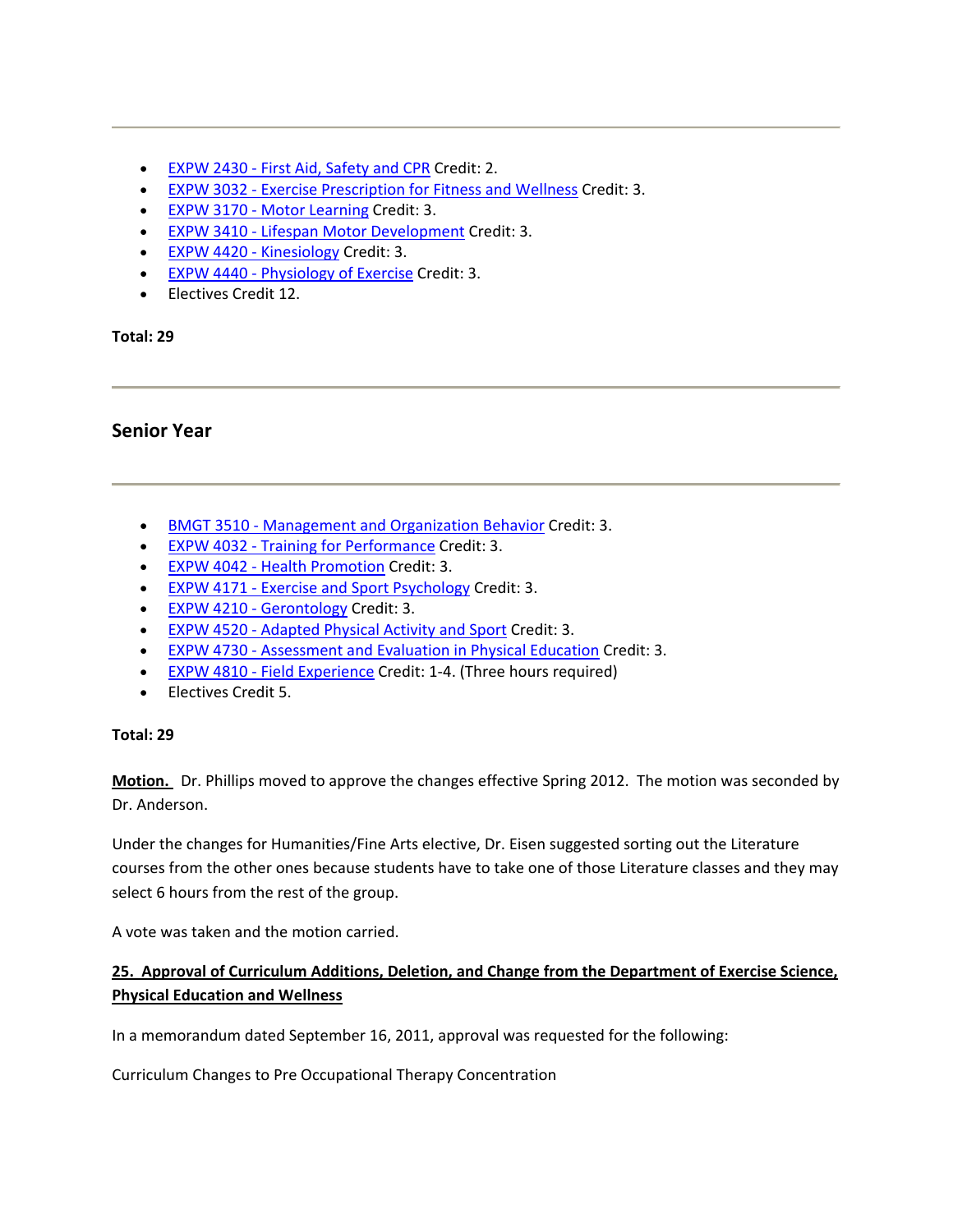---

- EXPW 2430 - First Aid, Safety and CPR Credit: 2.
- EXPW 3032 - Exercise Prescription for Fitness and Wellness Credit: 3.
- EXPW 3170 - Motor Learning Credit: 3.
- EXPW 3410 - Lifespan Motor Development Credit: 3.
- EXPW 4420 - Kinesiology Credit: 3.
- EXPW 4440 - Physiology of Exercise Credit: 3.
- Electives Credit 12.

**Total: 29**

---

### Senior Year

---

- BMGT 3510 - Management and Organization Behavior Credit: 3.
- EXPW 4032 - Training for Performance Credit: 3.
- EXPW 4042 - Health Promotion Credit: 3.
- EXPW 4171 - Exercise and Sport Psychology Credit: 3.
- EXPW 4210 - Gerontology Credit: 3.
- EXPW 4520 - Adapted Physical Activity and Sport Credit: 3.
- EXPW 4730 - Assessment and Evaluation in Physical Education Credit: 3.
- EXPW 4810 - Field Experience Credit: 1-4. (Three hours required)
- Electives Credit 5.

**Total: 29**

**Motion.** Dr. Phillips moved to approve the changes effective Spring 2012. The motion was seconded by Dr. Anderson.

Under the changes for Humanities/Fine Arts elective, Dr. Eisen suggested sorting out the Literature courses from the other ones because students have to take one of those Literature classes and they may select 6 hours from the rest of the group.

A vote was taken and the motion carried.

**25. Approval of Curriculum Additions, Deletion, and Change from the Department of Exercise Science, Physical Education and Wellness**

In a memorandum dated September 16, 2011, approval was requested for the following:

Curriculum Changes to Pre Occupational Therapy Concentration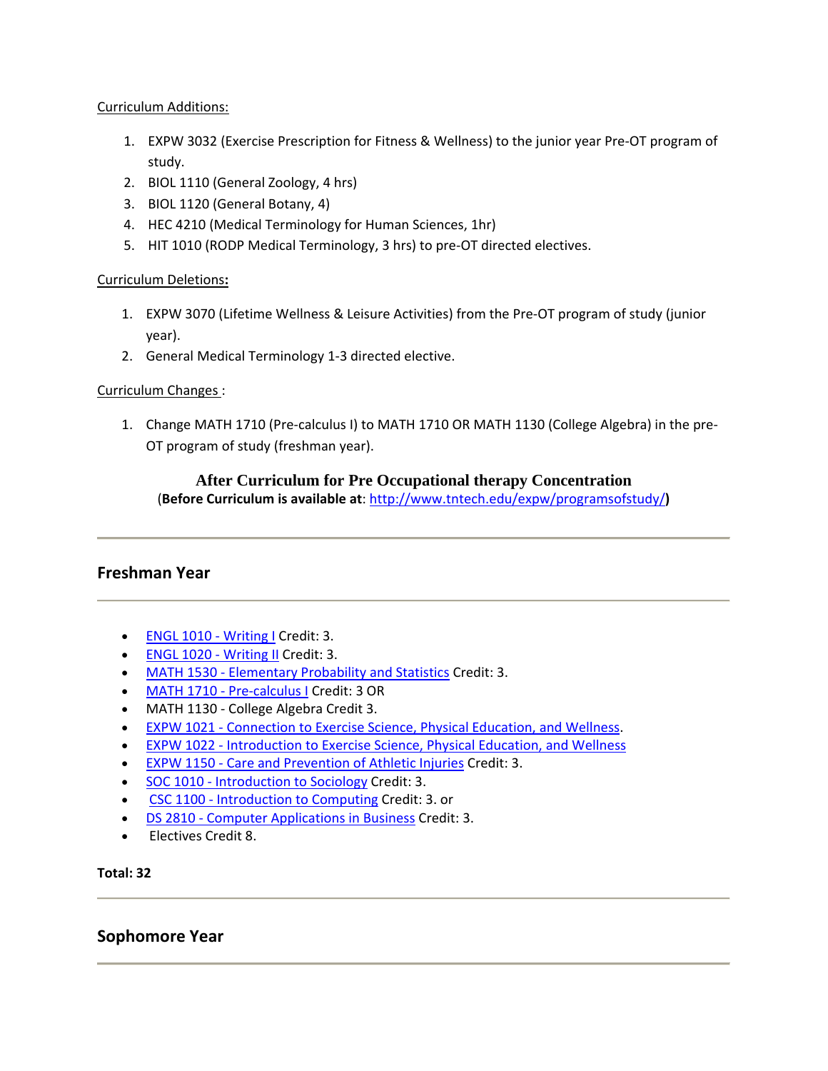Curriculum Additions:

1. EXPW 3032 (Exercise Prescription for Fitness & Wellness) to the junior year Pre-OT program of study.
2. BIOL 1110 (General Zoology, 4 hrs)
3. BIOL 1120 (General Botany, 4)
4. HEC 4210 (Medical Terminology for Human Sciences, 1hr)
5. HIT 1010 (RODP Medical Terminology, 3 hrs) to pre-OT directed electives.

Curriculum Deletions**:**

1. EXPW 3070 (Lifetime Wellness & Leisure Activities) from the Pre-OT program of study (junior year).
2. General Medical Terminology 1-3 directed elective.

Curriculum Changes :

1. Change MATH 1710 (Pre-calculus I) to MATH 1710 OR MATH 1130 (College Algebra) in the pre-OT program of study (freshman year).

**After Curriculum for Pre Occupational therapy Concentration**

(**Before Curriculum is available at**: http://www.tntech.edu/expw/programsofstudy/**)**

---

## Freshman Year

---

- ENGL 1010 - Writing I Credit: 3.
- ENGL 1020 - Writing II Credit: 3.
- MATH 1530 - Elementary Probability and Statistics Credit: 3.
- MATH 1710 - Pre-calculus I Credit: 3 OR
- MATH 1130 - College Algebra Credit 3.
- EXPW 1021 - Connection to Exercise Science, Physical Education, and Wellness.
- EXPW 1022 - Introduction to Exercise Science, Physical Education, and Wellness
- EXPW 1150 - Care and Prevention of Athletic Injuries Credit: 3.
- SOC 1010 - Introduction to Sociology Credit: 3.
- CSC 1100 - Introduction to Computing Credit: 3. or
- DS 2810 - Computer Applications in Business Credit: 3.
- Electives Credit 8.

**Total: 32**

---

## Sophomore Year

---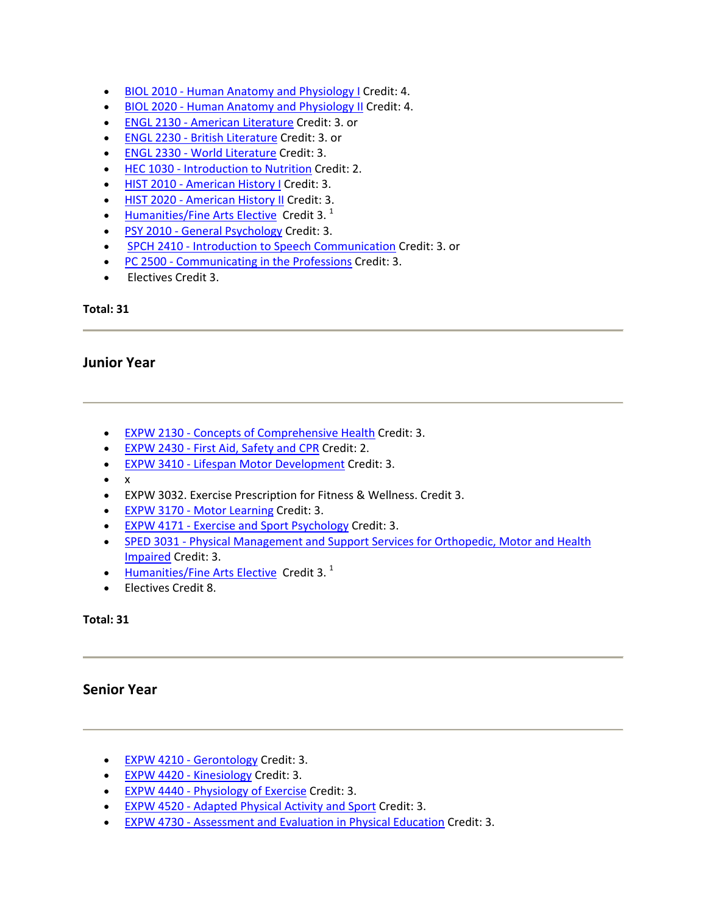- BIOL 2010 - Human Anatomy and Physiology I Credit: 4.
- BIOL 2020 - Human Anatomy and Physiology II Credit: 4.
- ENGL 2130 - American Literature Credit: 3. or
- ENGL 2230 - British Literature Credit: 3. or
- ENGL 2330 - World Literature Credit: 3.
- HEC 1030 - Introduction to Nutrition Credit: 2.
- HIST 2010 - American History I Credit: 3.
- HIST 2020 - American History II Credit: 3.
- Humanities/Fine Arts Elective Credit 3. [1]
- PSY 2010 - General Psychology Credit: 3.
- SPCH 2410 - Introduction to Speech Communication Credit: 3. or
- PC 2500 - Communicating in the Professions Credit: 3.
- Electives Credit 3.

**Total: 31**

---

### Junior Year

---

- EXPW 2130 - Concepts of Comprehensive Health Credit: 3.
- EXPW 2430 - First Aid, Safety and CPR Credit: 2.
- EXPW 3410 - Lifespan Motor Development Credit: 3.
- x
- EXPW 3032. Exercise Prescription for Fitness & Wellness. Credit 3.
- EXPW 3170 - Motor Learning Credit: 3.
- EXPW 4171 - Exercise and Sport Psychology Credit: 3.
- SPED 3031 - Physical Management and Support Services for Orthopedic, Motor and Health Impaired Credit: 3.
- Humanities/Fine Arts Elective Credit 3. [1]
- Electives Credit 8.

**Total: 31**

---

### Senior Year

---

- EXPW 4210 - Gerontology Credit: 3.
- EXPW 4420 - Kinesiology Credit: 3.
- EXPW 4440 - Physiology of Exercise Credit: 3.
- EXPW 4520 - Adapted Physical Activity and Sport Credit: 3.
- EXPW 4730 - Assessment and Evaluation in Physical Education Credit: 3.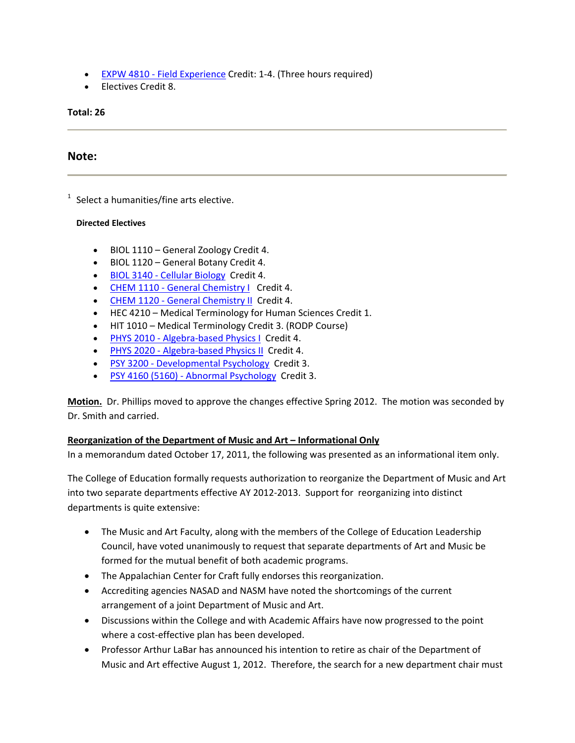- EXPW 4810 - Field Experience Credit: 1-4. (Three hours required)
- Electives Credit 8.

**Total: 26**

---

## Note:

---

[1] Select a humanities/fine arts elective.

**Directed Electives**

- BIOL 1110 – General Zoology Credit 4.
- BIOL 1120 – General Botany Credit 4.
- BIOL 3140 - Cellular Biology Credit 4.
- CHEM 1110 - General Chemistry I Credit 4.
- CHEM 1120 - General Chemistry II Credit 4.
- HEC 4210 – Medical Terminology for Human Sciences Credit 1.
- HIT 1010 – Medical Terminology Credit 3. (RODP Course)
- PHYS 2010 - Algebra-based Physics I Credit 4.
- PHYS 2020 - Algebra-based Physics II Credit 4.
- PSY 3200 - Developmental Psychology Credit 3.
- PSY 4160 (5160) - Abnormal Psychology Credit 3.

**Motion.** Dr. Phillips moved to approve the changes effective Spring 2012. The motion was seconded by Dr. Smith and carried.

**Reorganization of the Department of Music and Art – Informational Only**

In a memorandum dated October 17, 2011, the following was presented as an informational item only.

The College of Education formally requests authorization to reorganize the Department of Music and Art into two separate departments effective AY 2012-2013. Support for reorganizing into distinct departments is quite extensive:

- The Music and Art Faculty, along with the members of the College of Education Leadership Council, have voted unanimously to request that separate departments of Art and Music be formed for the mutual benefit of both academic programs.
- The Appalachian Center for Craft fully endorses this reorganization.
- Accrediting agencies NASAD and NASM have noted the shortcomings of the current arrangement of a joint Department of Music and Art.
- Discussions within the College and with Academic Affairs have now progressed to the point where a cost-effective plan has been developed.
- Professor Arthur LaBar has announced his intention to retire as chair of the Department of Music and Art effective August 1, 2012. Therefore, the search for a new department chair must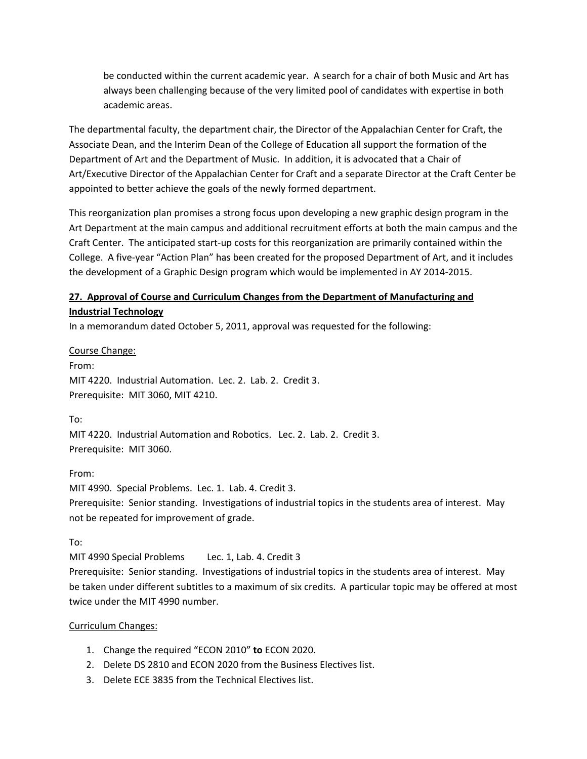be conducted within the current academic year. A search for a chair of both Music and Art has always been challenging because of the very limited pool of candidates with expertise in both academic areas.

The departmental faculty, the department chair, the Director of the Appalachian Center for Craft, the Associate Dean, and the Interim Dean of the College of Education all support the formation of the Department of Art and the Department of Music. In addition, it is advocated that a Chair of Art/Executive Director of the Appalachian Center for Craft and a separate Director at the Craft Center be appointed to better achieve the goals of the newly formed department.

This reorganization plan promises a strong focus upon developing a new graphic design program in the Art Department at the main campus and additional recruitment efforts at both the main campus and the Craft Center. The anticipated start-up costs for this reorganization are primarily contained within the College. A five-year "Action Plan" has been created for the proposed Department of Art, and it includes the development of a Graphic Design program which would be implemented in AY 2014-2015.

**27. Approval of Course and Curriculum Changes from the Department of Manufacturing and Industrial Technology**

In a memorandum dated October 5, 2011, approval was requested for the following:

Course Change:

From:
MIT 4220. Industrial Automation. Lec. 2. Lab. 2. Credit 3.
Prerequisite: MIT 3060, MIT 4210.

To:
MIT 4220. Industrial Automation and Robotics. Lec. 2. Lab. 2. Credit 3.
Prerequisite: MIT 3060.

From:
MIT 4990. Special Problems. Lec. 1. Lab. 4. Credit 3.
Prerequisite: Senior standing. Investigations of industrial topics in the students area of interest. May not be repeated for improvement of grade.

To:
MIT 4990 Special Problems Lec. 1, Lab. 4. Credit 3
Prerequisite: Senior standing. Investigations of industrial topics in the students area of interest. May be taken under different subtitles to a maximum of six credits. A particular topic may be offered at most twice under the MIT 4990 number.

Curriculum Changes:

1. Change the required "ECON 2010" **to** ECON 2020.
2. Delete DS 2810 and ECON 2020 from the Business Electives list.
3. Delete ECE 3835 from the Technical Electives list.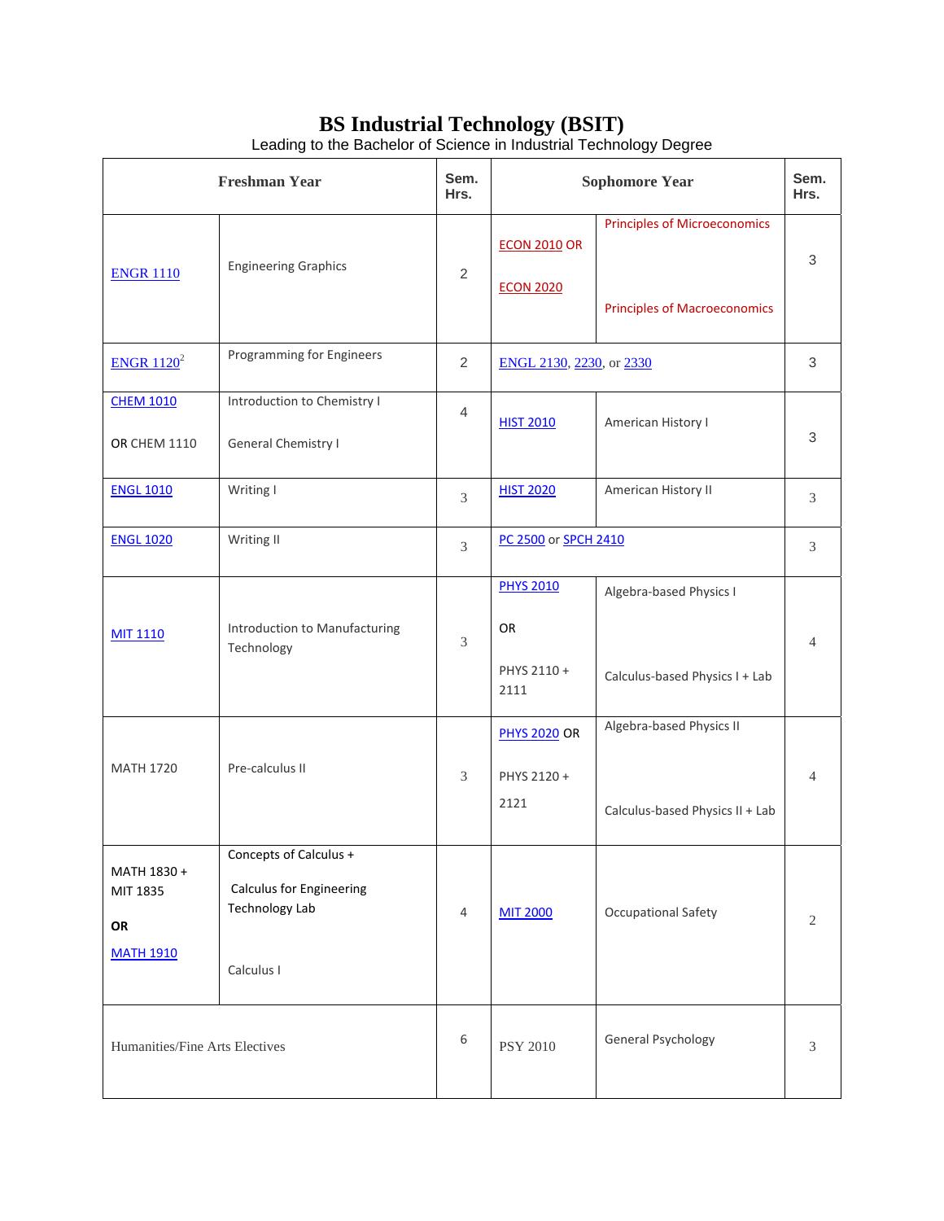# BS Industrial Technology (BSIT)

Leading to the Bachelor of Science in Industrial Technology Degree

| Freshman Year | | Sem. Hrs. | Sophomore Year | | Sem. Hrs. |
|---|---|---|---|---|---|
| ENGR 1110 | Engineering Graphics | 2 | ECON 2010 OR ECON 2020 | Principles of Microeconomics Principles of Macroeconomics | 3 |
| ENGR 1120[2] | Programming for Engineers | 2 | ENGL 2130, 2230, or 2330 | | 3 |
| CHEM 1010 OR CHEM 1110 | Introduction to Chemistry I General Chemistry I | 4 | HIST 2010 | American History I | 3 |
| ENGL 1010 | Writing I | 3 | HIST 2020 | American History II | 3 |
| ENGL 1020 | Writing II | 3 | PC 2500 or SPCH 2410 | | 3 |
| MIT 1110 | Introduction to Manufacturing Technology | 3 | PHYS 2010 OR PHYS 2110 + 2111 | Algebra-based Physics I Calculus-based Physics I + Lab | 4 |
| MATH 1720 | Pre-calculus II | 3 | PHYS 2020 OR PHYS 2120 + 2121 | Algebra-based Physics II Calculus-based Physics II + Lab | 4 |
| MATH 1830 + MIT 1835 **OR** MATH 1910 | Concepts of Calculus + Calculus for Engineering Technology Lab Calculus I | 4 | MIT 2000 | Occupational Safety | 2 |
| Humanities/Fine Arts Electives | | 6 | PSY 2010 | General Psychology | 3 |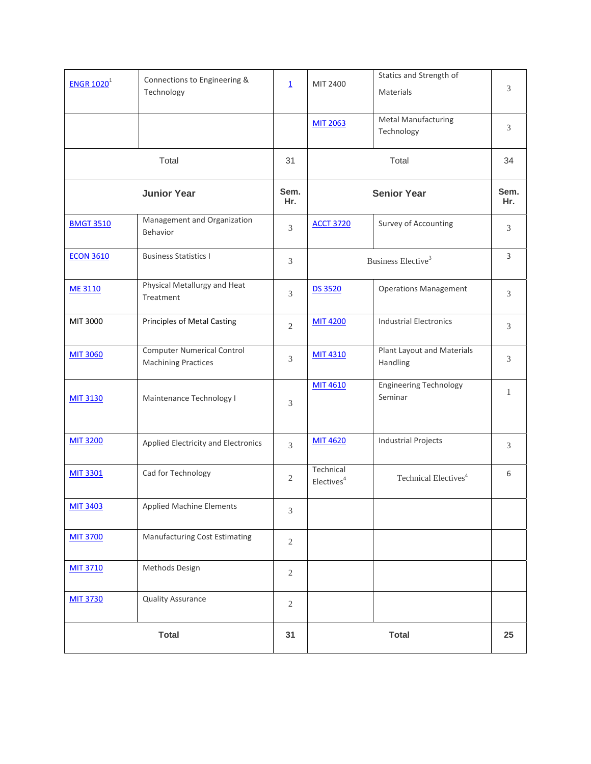| | | | | | |
|---|---|---|---|---|---|
| ENGR 1020[1] | Connections to Engineering & Technology | 1 | MIT 2400 | Statics and Strength of Materials | 3 |
| | | | MIT 2063 | Metal Manufacturing Technology | 3 |
| Total | | 31 | Total | | 34 |
| **Junior Year** | | **Sem. Hr.** | **Senior Year** | | **Sem. Hr.** |
| BMGT 3510 | Management and Organization Behavior | 3 | ACCT 3720 | Survey of Accounting | 3 |
| ECON 3610 | Business Statistics I | 3 | Business Elective[3] | | 3 |
| ME 3110 | Physical Metallurgy and Heat Treatment | 3 | DS 3520 | Operations Management | 3 |
| MIT 3000 | Principles of Metal Casting | 2 | MIT 4200 | Industrial Electronics | 3 |
| MIT 3060 | Computer Numerical Control Machining Practices | 3 | MIT 4310 | Plant Layout and Materials Handling | 3 |
| MIT 3130 | Maintenance Technology I | 3 | MIT 4610 | Engineering Technology Seminar | 1 |
| MIT 3200 | Applied Electricity and Electronics | 3 | MIT 4620 | Industrial Projects | 3 |
| MIT 3301 | Cad for Technology | 2 | Technical Electives[4] | Technical Electives[4] | 6 |
| MIT 3403 | Applied Machine Elements | 3 | | | |
| MIT 3700 | Manufacturing Cost Estimating | 2 | | | |
| MIT 3710 | Methods Design | 2 | | | |
| MIT 3730 | Quality Assurance | 2 | | | |
| **Total** | | **31** | **Total** | | **25** |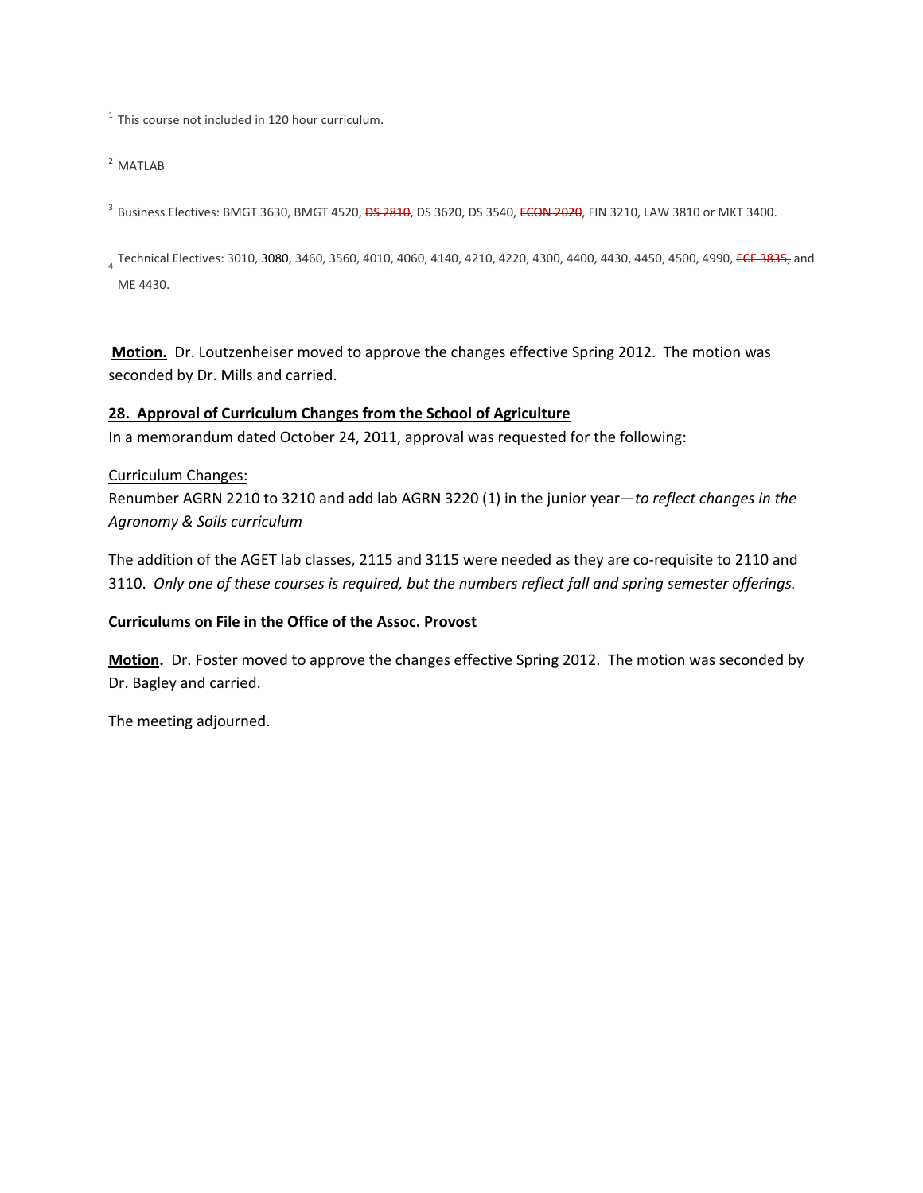[1] This course not included in 120 hour curriculum.

[2] MATLAB

[3] Business Electives: BMGT 3630, BMGT 4520, ~~DS 2810~~, DS 3620, DS 3540, ~~ECON 2020~~, FIN 3210, LAW 3810 or MKT 3400.

[4] Technical Electives: 3010, 3080, 3460, 3560, 4010, 4060, 4140, 4210, 4220, 4300, 4400, 4430, 4450, 4500, 4990, ~~ECE 3835,~~ and ME 4430.

**Motion.** Dr. Loutzenheiser moved to approve the changes effective Spring 2012. The motion was seconded by Dr. Mills and carried.

**28. Approval of Curriculum Changes from the School of Agriculture**

In a memorandum dated October 24, 2011, approval was requested for the following:

Curriculum Changes:

Renumber AGRN 2210 to 3210 and add lab AGRN 3220 (1) in the junior year—*to reflect changes in the Agronomy & Soils curriculum*

The addition of the AGET lab classes, 2115 and 3115 were needed as they are co-requisite to 2110 and 3110. *Only one of these courses is required, but the numbers reflect fall and spring semester offerings.*

**Curriculums on File in the Office of the Assoc. Provost**

**Motion.** Dr. Foster moved to approve the changes effective Spring 2012. The motion was seconded by Dr. Bagley and carried.

The meeting adjourned.